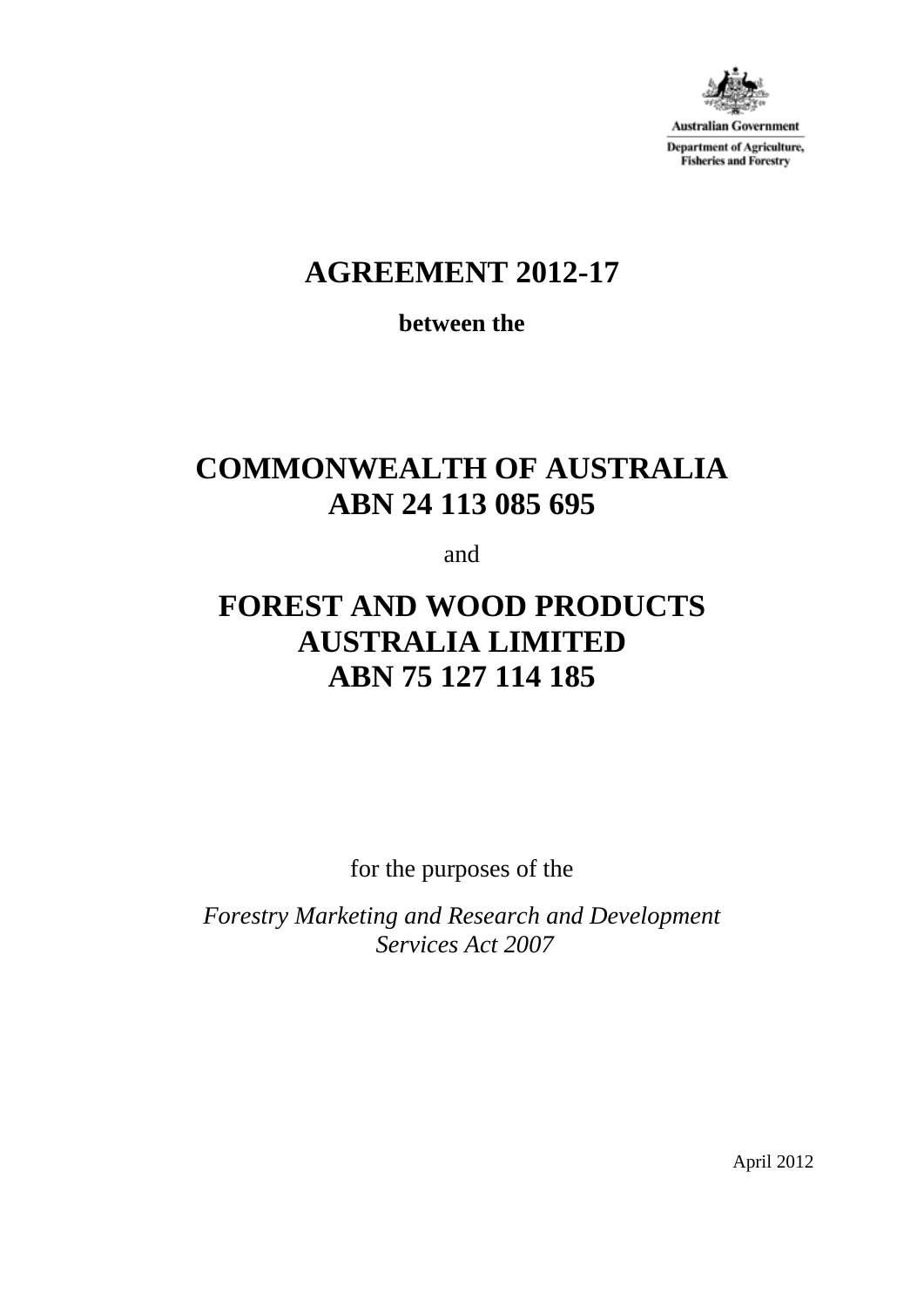Australian Government

Department of Agriculture, Fisheries and Forestry

# AGREEMENT 2012-17

**between the**

# COMMONWEALTH OF AUSTRALIA
# ABN 24 113 085 695

and

# FOREST AND WOOD PRODUCTS AUSTRALIA LIMITED
# ABN 75 127 114 185

for the purposes of the

*Forestry Marketing and Research and Development Services Act 2007*

April 2012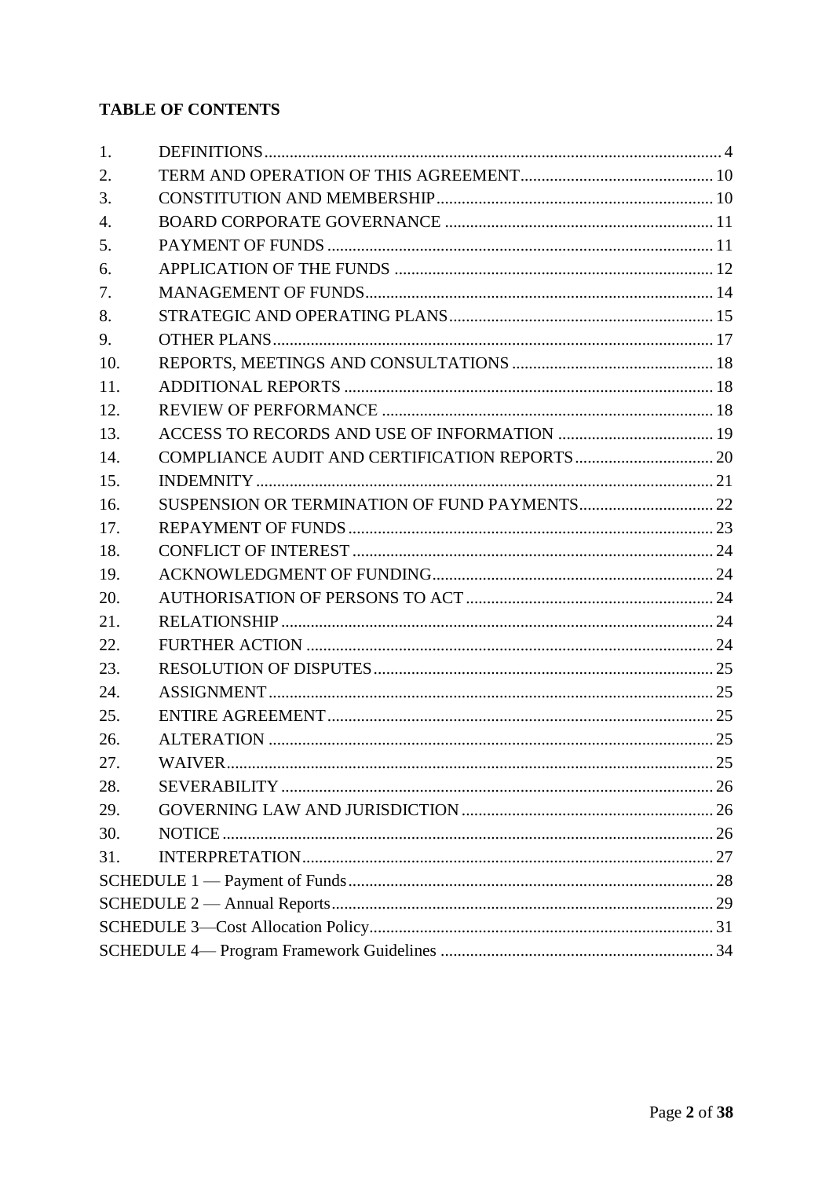**TABLE OF CONTENTS**

| | | |
|---|---|---|
| 1. | DEFINITIONS | 4 |
| 2. | TERM AND OPERATION OF THIS AGREEMENT | 10 |
| 3. | CONSTITUTION AND MEMBERSHIP | 10 |
| 4. | BOARD CORPORATE GOVERNANCE | 11 |
| 5. | PAYMENT OF FUNDS | 11 |
| 6. | APPLICATION OF THE FUNDS | 12 |
| 7. | MANAGEMENT OF FUNDS | 14 |
| 8. | STRATEGIC AND OPERATING PLANS | 15 |
| 9. | OTHER PLANS | 17 |
| 10. | REPORTS, MEETINGS AND CONSULTATIONS | 18 |
| 11. | ADDITIONAL REPORTS | 18 |
| 12. | REVIEW OF PERFORMANCE | 18 |
| 13. | ACCESS TO RECORDS AND USE OF INFORMATION | 19 |
| 14. | COMPLIANCE AUDIT AND CERTIFICATION REPORTS | 20 |
| 15. | INDEMNITY | 21 |
| 16. | SUSPENSION OR TERMINATION OF FUND PAYMENTS | 22 |
| 17. | REPAYMENT OF FUNDS | 23 |
| 18. | CONFLICT OF INTEREST | 24 |
| 19. | ACKNOWLEDGMENT OF FUNDING | 24 |
| 20. | AUTHORISATION OF PERSONS TO ACT | 24 |
| 21. | RELATIONSHIP | 24 |
| 22. | FURTHER ACTION | 24 |
| 23. | RESOLUTION OF DISPUTES | 25 |
| 24. | ASSIGNMENT | 25 |
| 25. | ENTIRE AGREEMENT | 25 |
| 26. | ALTERATION | 25 |
| 27. | WAIVER | 25 |
| 28. | SEVERABILITY | 26 |
| 29. | GOVERNING LAW AND JURISDICTION | 26 |
| 30. | NOTICE | 26 |
| 31. | INTERPRETATION | 27 |
| SCHEDULE 1 — Payment of Funds | | 28 |
| SCHEDULE 2 — Annual Reports | | 29 |
| SCHEDULE 3—Cost Allocation Policy | | 31 |
| SCHEDULE 4— Program Framework Guidelines | | 34 |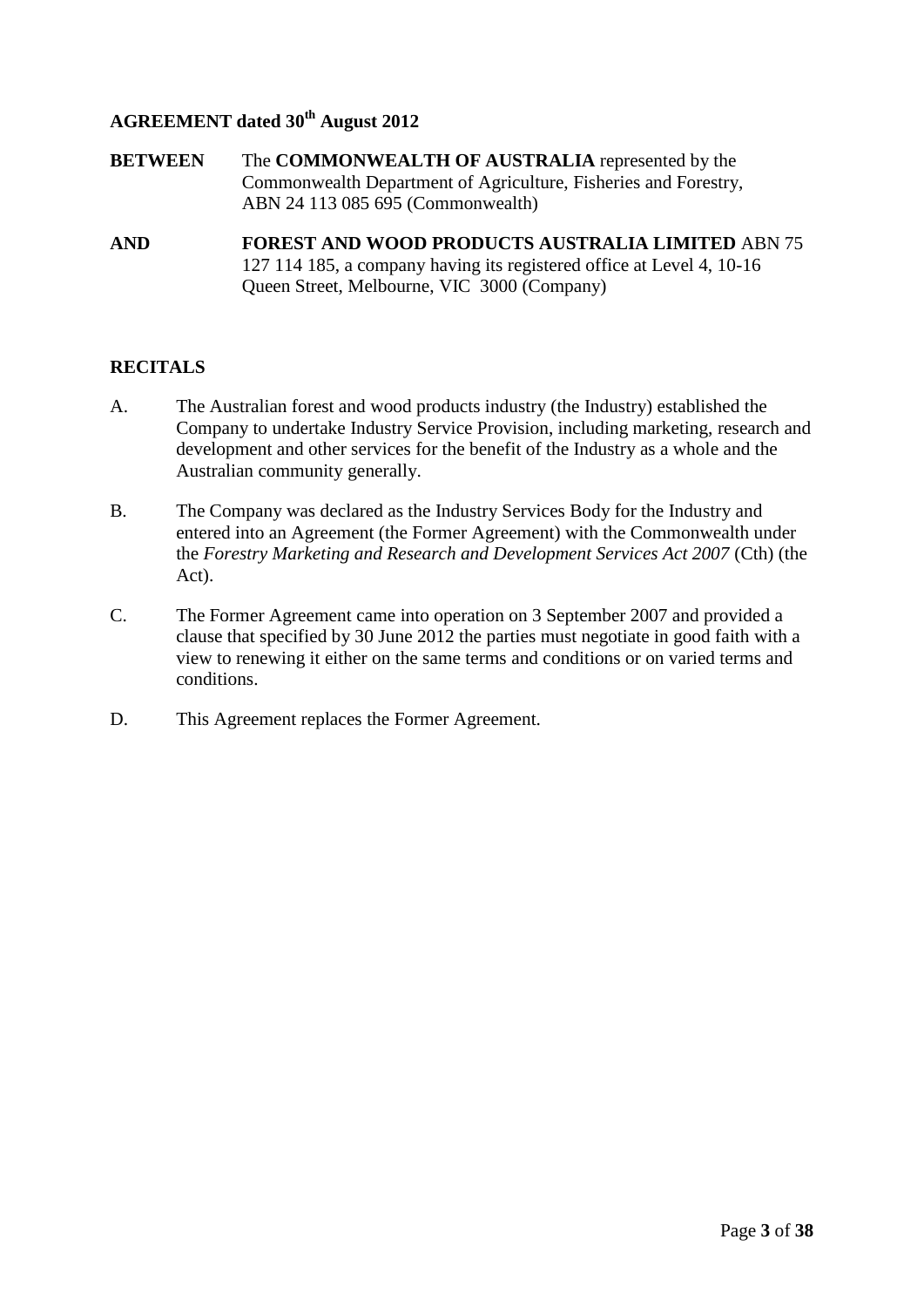**AGREEMENT dated 30th August 2012**

**BETWEEN** The **COMMONWEALTH OF AUSTRALIA** represented by the Commonwealth Department of Agriculture, Fisheries and Forestry, ABN 24 113 085 695 (Commonwealth)

**AND** **FOREST AND WOOD PRODUCTS AUSTRALIA LIMITED** ABN 75 127 114 185, a company having its registered office at Level 4, 10-16 Queen Street, Melbourne, VIC 3000 (Company)

## RECITALS

A. The Australian forest and wood products industry (the Industry) established the Company to undertake Industry Service Provision, including marketing, research and development and other services for the benefit of the Industry as a whole and the Australian community generally.

B. The Company was declared as the Industry Services Body for the Industry and entered into an Agreement (the Former Agreement) with the Commonwealth under the *Forestry Marketing and Research and Development Services Act 2007* (Cth) (the Act).

C. The Former Agreement came into operation on 3 September 2007 and provided a clause that specified by 30 June 2012 the parties must negotiate in good faith with a view to renewing it either on the same terms and conditions or on varied terms and conditions.

D. This Agreement replaces the Former Agreement.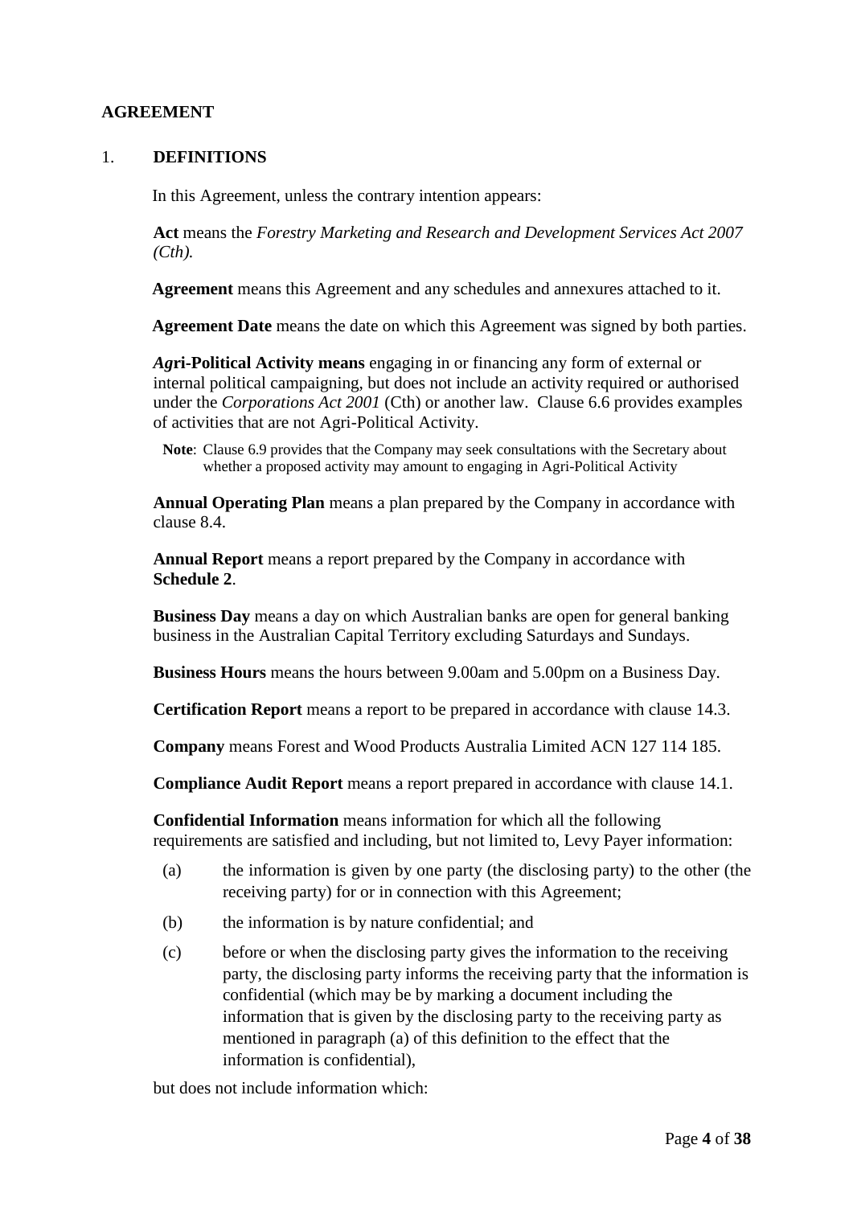## AGREEMENT

### 1. DEFINITIONS

In this Agreement, unless the contrary intention appears:

**Act** means the *Forestry Marketing and Research and Development Services Act 2007 (Cth).*

**Agreement** means this Agreement and any schedules and annexures attached to it.

**Agreement Date** means the date on which this Agreement was signed by both parties.

***Agr*i-Political Activity means** engaging in or financing any form of external or internal political campaigning, but does not include an activity required or authorised under the *Corporations Act 2001* (Cth) or another law. Clause 6.6 provides examples of activities that are not Agri-Political Activity.

> **Note**: Clause 6.9 provides that the Company may seek consultations with the Secretary about whether a proposed activity may amount to engaging in Agri-Political Activity

**Annual Operating Plan** means a plan prepared by the Company in accordance with clause 8.4.

**Annual Report** means a report prepared by the Company in accordance with **Schedule 2**.

**Business Day** means a day on which Australian banks are open for general banking business in the Australian Capital Territory excluding Saturdays and Sundays.

**Business Hours** means the hours between 9.00am and 5.00pm on a Business Day.

**Certification Report** means a report to be prepared in accordance with clause 14.3.

**Company** means Forest and Wood Products Australia Limited ACN 127 114 185.

**Compliance Audit Report** means a report prepared in accordance with clause 14.1.

**Confidential Information** means information for which all the following requirements are satisfied and including, but not limited to, Levy Payer information:

(a) the information is given by one party (the disclosing party) to the other (the receiving party) for or in connection with this Agreement;

(b) the information is by nature confidential; and

(c) before or when the disclosing party gives the information to the receiving party, the disclosing party informs the receiving party that the information is confidential (which may be by marking a document including the information that is given by the disclosing party to the receiving party as mentioned in paragraph (a) of this definition to the effect that the information is confidential),

but does not include information which: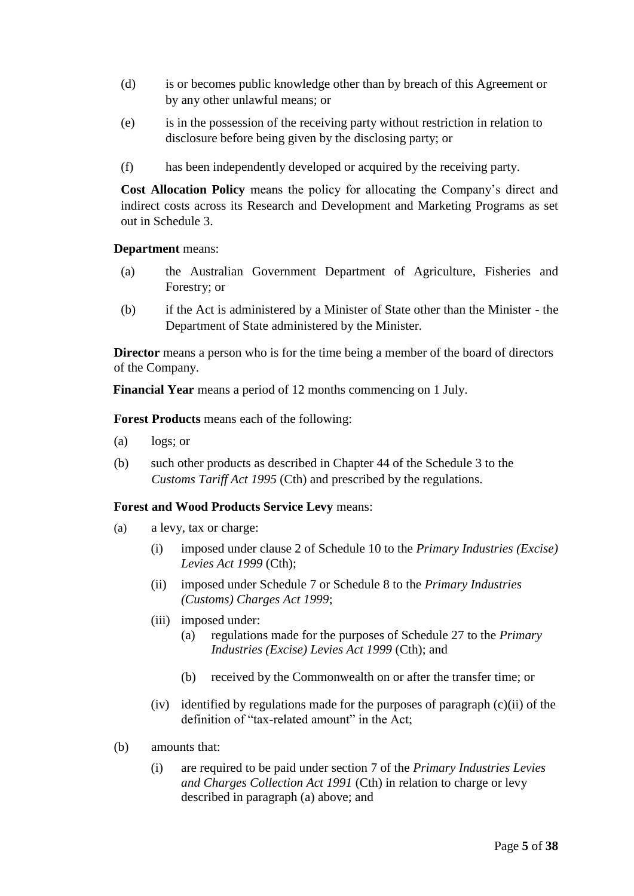(d) is or becomes public knowledge other than by breach of this Agreement or by any other unlawful means; or

(e) is in the possession of the receiving party without restriction in relation to disclosure before being given by the disclosing party; or

(f) has been independently developed or acquired by the receiving party.

**Cost Allocation Policy** means the policy for allocating the Company's direct and indirect costs across its Research and Development and Marketing Programs as set out in Schedule 3.

**Department** means:

(a) the Australian Government Department of Agriculture, Fisheries and Forestry; or

(b) if the Act is administered by a Minister of State other than the Minister - the Department of State administered by the Minister.

**Director** means a person who is for the time being a member of the board of directors of the Company.

**Financial Year** means a period of 12 months commencing on 1 July.

**Forest Products** means each of the following:

(a) logs; or

(b) such other products as described in Chapter 44 of the Schedule 3 to the *Customs Tariff Act 1995* (Cth) and prescribed by the regulations.

**Forest and Wood Products Service Levy** means:

(a) a levy, tax or charge:

  (i) imposed under clause 2 of Schedule 10 to the *Primary Industries (Excise) Levies Act 1999* (Cth);

  (ii) imposed under Schedule 7 or Schedule 8 to the *Primary Industries (Customs) Charges Act 1999*;

  (iii) imposed under:

    (a) regulations made for the purposes of Schedule 27 to the *Primary Industries (Excise) Levies Act 1999* (Cth); and

    (b) received by the Commonwealth on or after the transfer time; or

  (iv) identified by regulations made for the purposes of paragraph (c)(ii) of the definition of "tax-related amount" in the Act;

(b) amounts that:

  (i) are required to be paid under section 7 of the *Primary Industries Levies and Charges Collection Act 1991* (Cth) in relation to charge or levy described in paragraph (a) above; and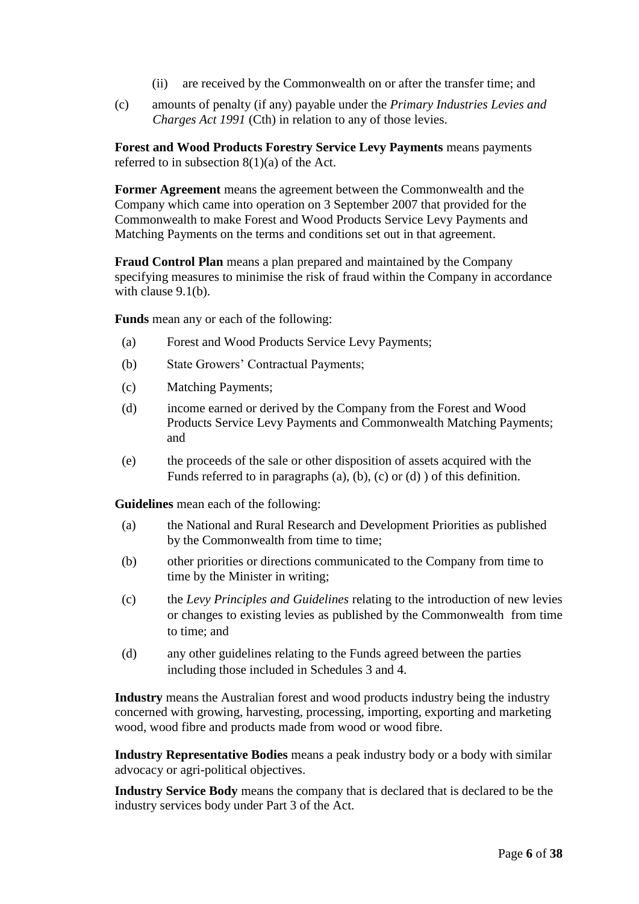(ii) are received by the Commonwealth on or after the transfer time; and

(c) amounts of penalty (if any) payable under the *Primary Industries Levies and Charges Act 1991* (Cth) in relation to any of those levies.

**Forest and Wood Products Forestry Service Levy Payments** means payments referred to in subsection 8(1)(a) of the Act.

**Former Agreement** means the agreement between the Commonwealth and the Company which came into operation on 3 September 2007 that provided for the Commonwealth to make Forest and Wood Products Service Levy Payments and Matching Payments on the terms and conditions set out in that agreement.

**Fraud Control Plan** means a plan prepared and maintained by the Company specifying measures to minimise the risk of fraud within the Company in accordance with clause 9.1(b).

**Funds** mean any or each of the following:

(a) Forest and Wood Products Service Levy Payments;

(b) State Growers' Contractual Payments;

(c) Matching Payments;

(d) income earned or derived by the Company from the Forest and Wood Products Service Levy Payments and Commonwealth Matching Payments; and

(e) the proceeds of the sale or other disposition of assets acquired with the Funds referred to in paragraphs (a), (b), (c) or (d) ) of this definition.

**Guidelines** mean each of the following:

(a) the National and Rural Research and Development Priorities as published by the Commonwealth from time to time;

(b) other priorities or directions communicated to the Company from time to time by the Minister in writing;

(c) the *Levy Principles and Guidelines* relating to the introduction of new levies or changes to existing levies as published by the Commonwealth from time to time; and

(d) any other guidelines relating to the Funds agreed between the parties including those included in Schedules 3 and 4.

**Industry** means the Australian forest and wood products industry being the industry concerned with growing, harvesting, processing, importing, exporting and marketing wood, wood fibre and products made from wood or wood fibre.

**Industry Representative Bodies** means a peak industry body or a body with similar advocacy or agri-political objectives.

**Industry Service Body** means the company that is declared that is declared to be the industry services body under Part 3 of the Act.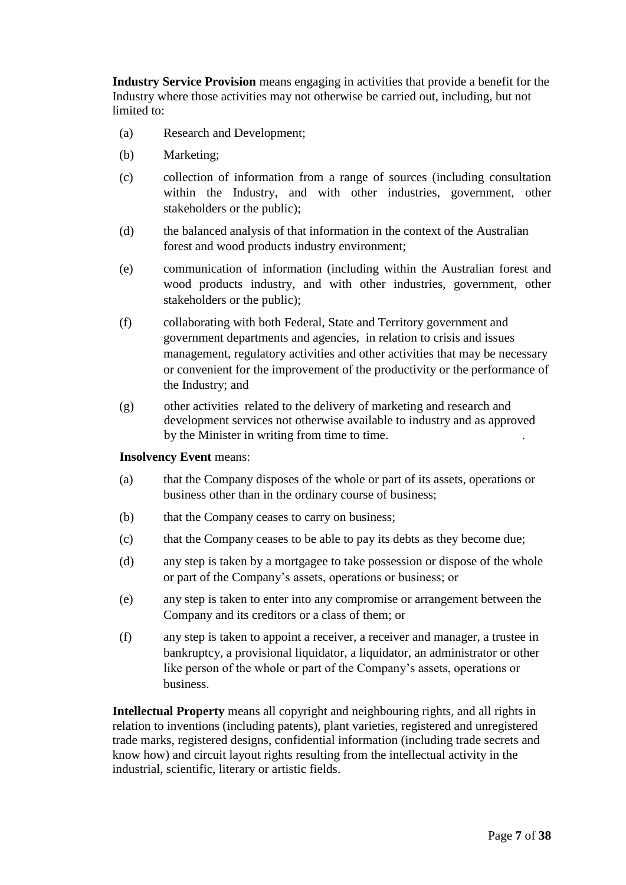**Industry Service Provision** means engaging in activities that provide a benefit for the Industry where those activities may not otherwise be carried out, including, but not limited to:

(a) Research and Development;

(b) Marketing;

(c) collection of information from a range of sources (including consultation within the Industry, and with other industries, government, other stakeholders or the public);

(d) the balanced analysis of that information in the context of the Australian forest and wood products industry environment;

(e) communication of information (including within the Australian forest and wood products industry, and with other industries, government, other stakeholders or the public);

(f) collaborating with both Federal, State and Territory government and government departments and agencies, in relation to crisis and issues management, regulatory activities and other activities that may be necessary or convenient for the improvement of the productivity or the performance of the Industry; and

(g) other activities related to the delivery of marketing and research and development services not otherwise available to industry and as approved by the Minister in writing from time to time.

**Insolvency Event** means:

(a) that the Company disposes of the whole or part of its assets, operations or business other than in the ordinary course of business;

(b) that the Company ceases to carry on business;

(c) that the Company ceases to be able to pay its debts as they become due;

(d) any step is taken by a mortgagee to take possession or dispose of the whole or part of the Company's assets, operations or business; or

(e) any step is taken to enter into any compromise or arrangement between the Company and its creditors or a class of them; or

(f) any step is taken to appoint a receiver, a receiver and manager, a trustee in bankruptcy, a provisional liquidator, a liquidator, an administrator or other like person of the whole or part of the Company's assets, operations or business.

**Intellectual Property** means all copyright and neighbouring rights, and all rights in relation to inventions (including patents), plant varieties, registered and unregistered trade marks, registered designs, confidential information (including trade secrets and know how) and circuit layout rights resulting from the intellectual activity in the industrial, scientific, literary or artistic fields.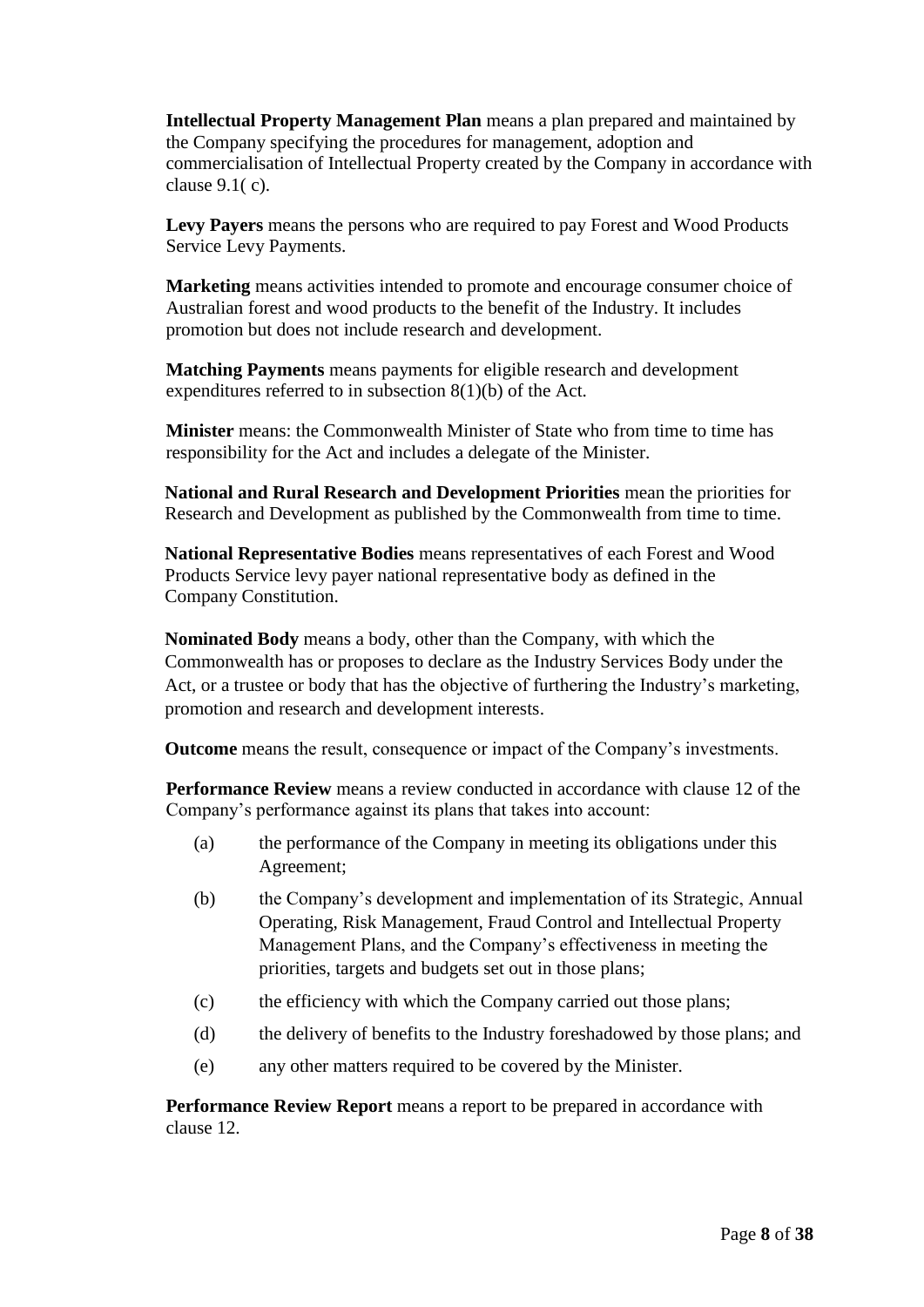**Intellectual Property Management Plan** means a plan prepared and maintained by the Company specifying the procedures for management, adoption and commercialisation of Intellectual Property created by the Company in accordance with clause 9.1( c).

**Levy Payers** means the persons who are required to pay Forest and Wood Products Service Levy Payments.

**Marketing** means activities intended to promote and encourage consumer choice of Australian forest and wood products to the benefit of the Industry. It includes promotion but does not include research and development.

**Matching Payments** means payments for eligible research and development expenditures referred to in subsection 8(1)(b) of the Act.

**Minister** means: the Commonwealth Minister of State who from time to time has responsibility for the Act and includes a delegate of the Minister.

**National and Rural Research and Development Priorities** mean the priorities for Research and Development as published by the Commonwealth from time to time.

**National Representative Bodies** means representatives of each Forest and Wood Products Service levy payer national representative body as defined in the Company Constitution.

**Nominated Body** means a body, other than the Company, with which the Commonwealth has or proposes to declare as the Industry Services Body under the Act, or a trustee or body that has the objective of furthering the Industry's marketing, promotion and research and development interests.

**Outcome** means the result, consequence or impact of the Company's investments.

**Performance Review** means a review conducted in accordance with clause 12 of the Company's performance against its plans that takes into account:

(a) the performance of the Company in meeting its obligations under this Agreement;

(b) the Company's development and implementation of its Strategic, Annual Operating, Risk Management, Fraud Control and Intellectual Property Management Plans, and the Company's effectiveness in meeting the priorities, targets and budgets set out in those plans;

(c) the efficiency with which the Company carried out those plans;

(d) the delivery of benefits to the Industry foreshadowed by those plans; and

(e) any other matters required to be covered by the Minister.

**Performance Review Report** means a report to be prepared in accordance with clause 12.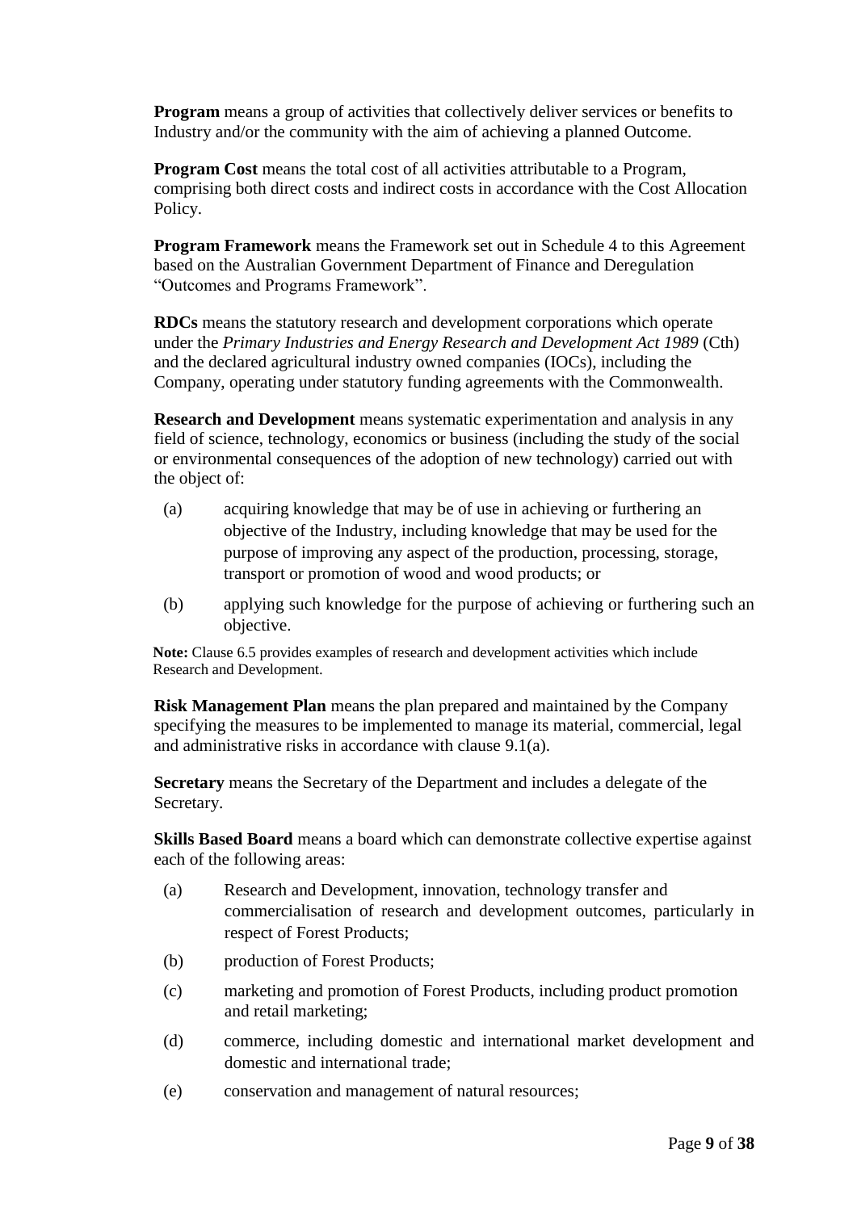**Program** means a group of activities that collectively deliver services or benefits to Industry and/or the community with the aim of achieving a planned Outcome.

**Program Cost** means the total cost of all activities attributable to a Program, comprising both direct costs and indirect costs in accordance with the Cost Allocation Policy.

**Program Framework** means the Framework set out in Schedule 4 to this Agreement based on the Australian Government Department of Finance and Deregulation "Outcomes and Programs Framework".

**RDCs** means the statutory research and development corporations which operate under the *Primary Industries and Energy Research and Development Act 1989* (Cth) and the declared agricultural industry owned companies (IOCs), including the Company, operating under statutory funding agreements with the Commonwealth.

**Research and Development** means systematic experimentation and analysis in any field of science, technology, economics or business (including the study of the social or environmental consequences of the adoption of new technology) carried out with the object of:

(a) acquiring knowledge that may be of use in achieving or furthering an objective of the Industry, including knowledge that may be used for the purpose of improving any aspect of the production, processing, storage, transport or promotion of wood and wood products; or

(b) applying such knowledge for the purpose of achieving or furthering such an objective.

**Note:** Clause 6.5 provides examples of research and development activities which include Research and Development.

**Risk Management Plan** means the plan prepared and maintained by the Company specifying the measures to be implemented to manage its material, commercial, legal and administrative risks in accordance with clause 9.1(a).

**Secretary** means the Secretary of the Department and includes a delegate of the Secretary.

**Skills Based Board** means a board which can demonstrate collective expertise against each of the following areas:

(a) Research and Development, innovation, technology transfer and commercialisation of research and development outcomes, particularly in respect of Forest Products;

(b) production of Forest Products;

(c) marketing and promotion of Forest Products, including product promotion and retail marketing;

(d) commerce, including domestic and international market development and domestic and international trade;

(e) conservation and management of natural resources;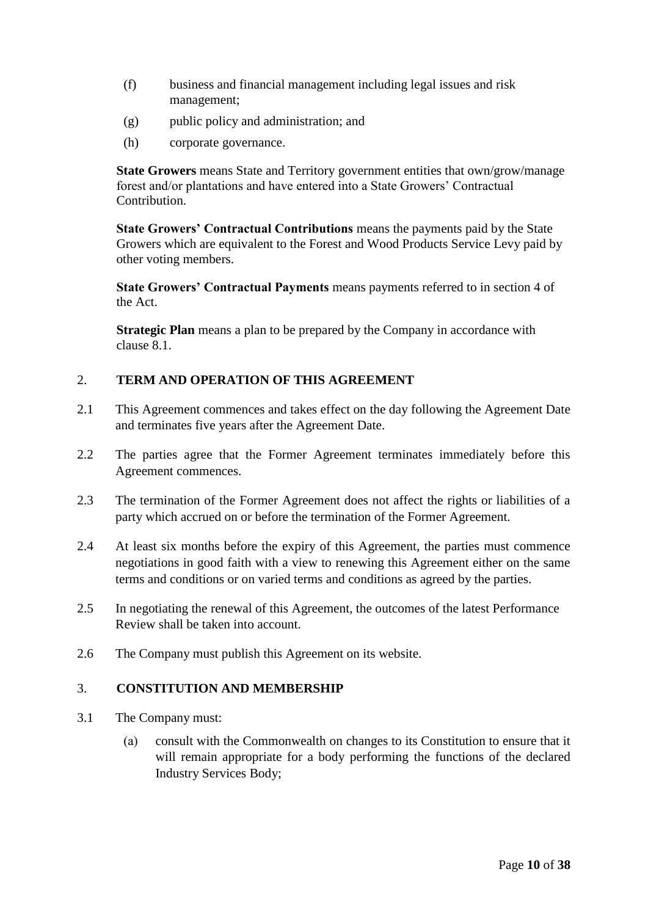(f) business and financial management including legal issues and risk management;

(g) public policy and administration; and

(h) corporate governance.

**State Growers** means State and Territory government entities that own/grow/manage forest and/or plantations and have entered into a State Growers' Contractual Contribution.

**State Growers' Contractual Contributions** means the payments paid by the State Growers which are equivalent to the Forest and Wood Products Service Levy paid by other voting members.

**State Growers' Contractual Payments** means payments referred to in section 4 of the Act.

**Strategic Plan** means a plan to be prepared by the Company in accordance with clause 8.1.

## 2. TERM AND OPERATION OF THIS AGREEMENT

2.1 This Agreement commences and takes effect on the day following the Agreement Date and terminates five years after the Agreement Date.

2.2 The parties agree that the Former Agreement terminates immediately before this Agreement commences.

2.3 The termination of the Former Agreement does not affect the rights or liabilities of a party which accrued on or before the termination of the Former Agreement.

2.4 At least six months before the expiry of this Agreement, the parties must commence negotiations in good faith with a view to renewing this Agreement either on the same terms and conditions or on varied terms and conditions as agreed by the parties.

2.5 In negotiating the renewal of this Agreement, the outcomes of the latest Performance Review shall be taken into account.

2.6 The Company must publish this Agreement on its website.

## 3. CONSTITUTION AND MEMBERSHIP

3.1 The Company must:

(a) consult with the Commonwealth on changes to its Constitution to ensure that it will remain appropriate for a body performing the functions of the declared Industry Services Body;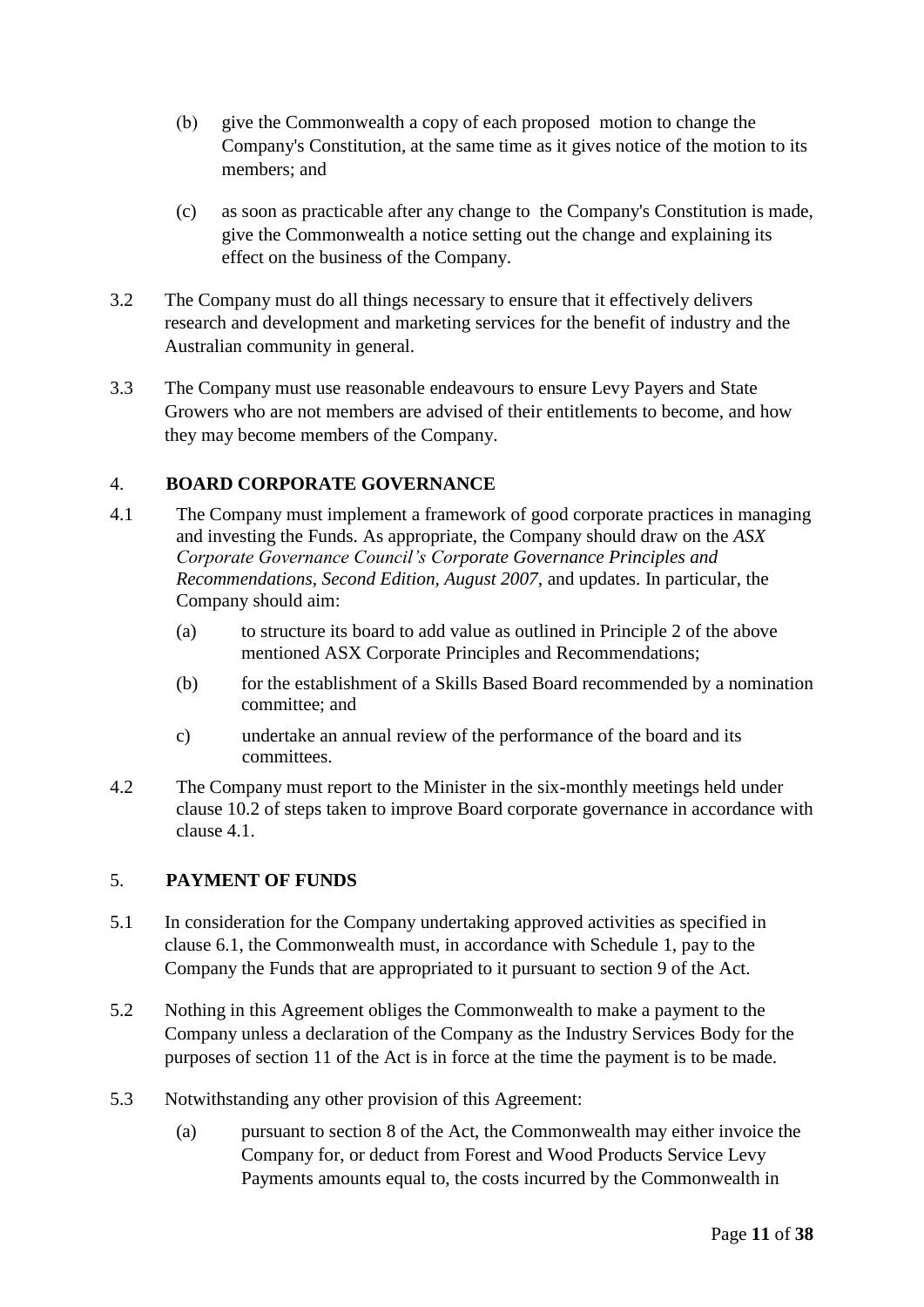(b) give the Commonwealth a copy of each proposed motion to change the Company's Constitution, at the same time as it gives notice of the motion to its members; and

(c) as soon as practicable after any change to the Company's Constitution is made, give the Commonwealth a notice setting out the change and explaining its effect on the business of the Company.

3.2 The Company must do all things necessary to ensure that it effectively delivers research and development and marketing services for the benefit of industry and the Australian community in general.

3.3 The Company must use reasonable endeavours to ensure Levy Payers and State Growers who are not members are advised of their entitlements to become, and how they may become members of the Company.

## 4. BOARD CORPORATE GOVERNANCE

4.1 The Company must implement a framework of good corporate practices in managing and investing the Funds. As appropriate, the Company should draw on the *ASX Corporate Governance Council's Corporate Governance Principles and Recommendations, Second Edition, August 2007,* and updates. In particular, the Company should aim:

(a) to structure its board to add value as outlined in Principle 2 of the above mentioned ASX Corporate Principles and Recommendations;

(b) for the establishment of a Skills Based Board recommended by a nomination committee; and

c) undertake an annual review of the performance of the board and its committees.

4.2 The Company must report to the Minister in the six-monthly meetings held under clause 10.2 of steps taken to improve Board corporate governance in accordance with clause 4.1.

## 5. PAYMENT OF FUNDS

5.1 In consideration for the Company undertaking approved activities as specified in clause 6.1, the Commonwealth must, in accordance with Schedule 1, pay to the Company the Funds that are appropriated to it pursuant to section 9 of the Act.

5.2 Nothing in this Agreement obliges the Commonwealth to make a payment to the Company unless a declaration of the Company as the Industry Services Body for the purposes of section 11 of the Act is in force at the time the payment is to be made.

5.3 Notwithstanding any other provision of this Agreement:

(a) pursuant to section 8 of the Act, the Commonwealth may either invoice the Company for, or deduct from Forest and Wood Products Service Levy Payments amounts equal to, the costs incurred by the Commonwealth in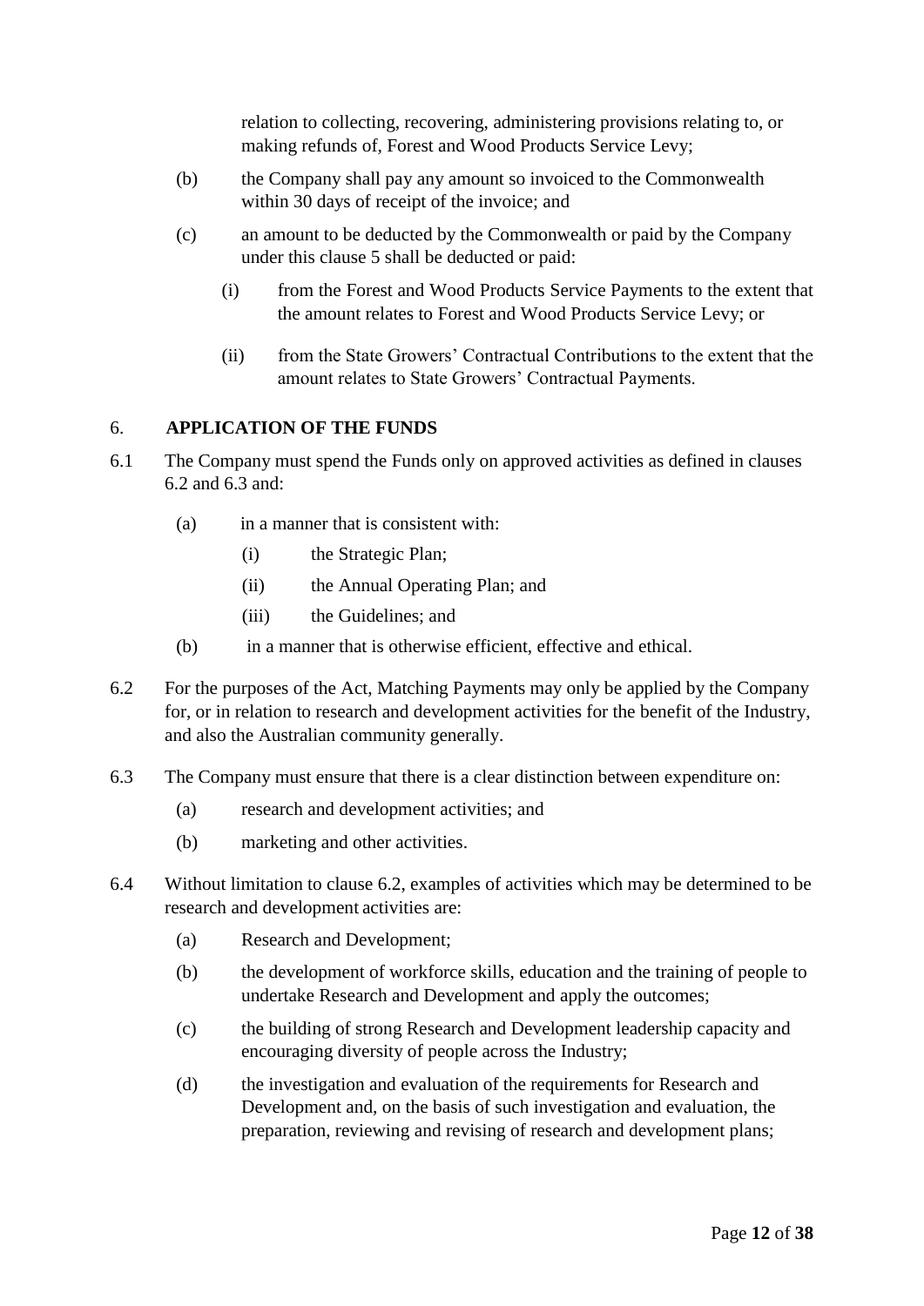relation to collecting, recovering, administering provisions relating to, or making refunds of, Forest and Wood Products Service Levy;

(b) the Company shall pay any amount so invoiced to the Commonwealth within 30 days of receipt of the invoice; and

(c) an amount to be deducted by the Commonwealth or paid by the Company under this clause 5 shall be deducted or paid:

  (i) from the Forest and Wood Products Service Payments to the extent that the amount relates to Forest and Wood Products Service Levy; or

  (ii) from the State Growers' Contractual Contributions to the extent that the amount relates to State Growers' Contractual Payments.

## 6. APPLICATION OF THE FUNDS

6.1 The Company must spend the Funds only on approved activities as defined in clauses 6.2 and 6.3 and:

  (a) in a manner that is consistent with:

    (i) the Strategic Plan;

    (ii) the Annual Operating Plan; and

    (iii) the Guidelines; and

  (b) in a manner that is otherwise efficient, effective and ethical.

6.2 For the purposes of the Act, Matching Payments may only be applied by the Company for, or in relation to research and development activities for the benefit of the Industry, and also the Australian community generally.

6.3 The Company must ensure that there is a clear distinction between expenditure on:

  (a) research and development activities; and

  (b) marketing and other activities.

6.4 Without limitation to clause 6.2, examples of activities which may be determined to be research and development activities are:

  (a) Research and Development;

  (b) the development of workforce skills, education and the training of people to undertake Research and Development and apply the outcomes;

  (c) the building of strong Research and Development leadership capacity and encouraging diversity of people across the Industry;

  (d) the investigation and evaluation of the requirements for Research and Development and, on the basis of such investigation and evaluation, the preparation, reviewing and revising of research and development plans;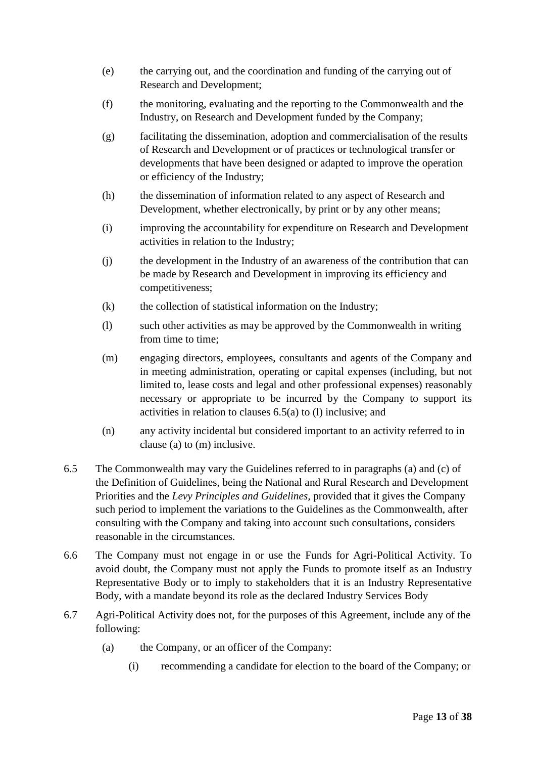(e) the carrying out, and the coordination and funding of the carrying out of Research and Development;

(f) the monitoring, evaluating and the reporting to the Commonwealth and the Industry, on Research and Development funded by the Company;

(g) facilitating the dissemination, adoption and commercialisation of the results of Research and Development or of practices or technological transfer or developments that have been designed or adapted to improve the operation or efficiency of the Industry;

(h) the dissemination of information related to any aspect of Research and Development, whether electronically, by print or by any other means;

(i) improving the accountability for expenditure on Research and Development activities in relation to the Industry;

(j) the development in the Industry of an awareness of the contribution that can be made by Research and Development in improving its efficiency and competitiveness;

(k) the collection of statistical information on the Industry;

(l) such other activities as may be approved by the Commonwealth in writing from time to time;

(m) engaging directors, employees, consultants and agents of the Company and in meeting administration, operating or capital expenses (including, but not limited to, lease costs and legal and other professional expenses) reasonably necessary or appropriate to be incurred by the Company to support its activities in relation to clauses 6.5(a) to (l) inclusive; and

(n) any activity incidental but considered important to an activity referred to in clause (a) to (m) inclusive.

6.5 The Commonwealth may vary the Guidelines referred to in paragraphs (a) and (c) of the Definition of Guidelines, being the National and Rural Research and Development Priorities and the *Levy Principles and Guidelines,* provided that it gives the Company such period to implement the variations to the Guidelines as the Commonwealth, after consulting with the Company and taking into account such consultations, considers reasonable in the circumstances.

6.6 The Company must not engage in or use the Funds for Agri-Political Activity. To avoid doubt, the Company must not apply the Funds to promote itself as an Industry Representative Body or to imply to stakeholders that it is an Industry Representative Body, with a mandate beyond its role as the declared Industry Services Body

6.7 Agri-Political Activity does not, for the purposes of this Agreement, include any of the following:

(a) the Company, or an officer of the Company:

(i) recommending a candidate for election to the board of the Company; or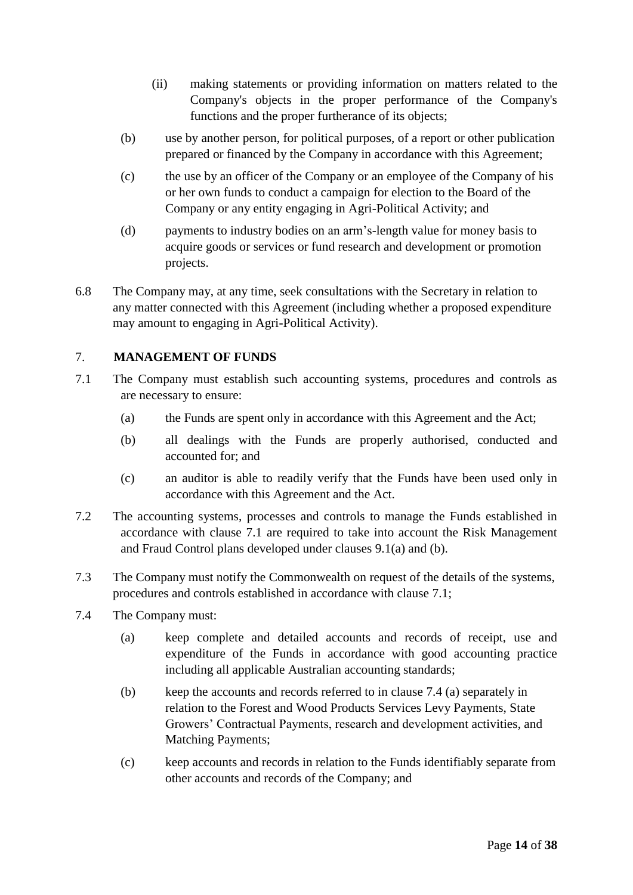(ii) making statements or providing information on matters related to the Company's objects in the proper performance of the Company's functions and the proper furtherance of its objects;

(b) use by another person, for political purposes, of a report or other publication prepared or financed by the Company in accordance with this Agreement;

(c) the use by an officer of the Company or an employee of the Company of his or her own funds to conduct a campaign for election to the Board of the Company or any entity engaging in Agri-Political Activity; and

(d) payments to industry bodies on an arm's-length value for money basis to acquire goods or services or fund research and development or promotion projects.

6.8 The Company may, at any time, seek consultations with the Secretary in relation to any matter connected with this Agreement (including whether a proposed expenditure may amount to engaging in Agri-Political Activity).

## 7. MANAGEMENT OF FUNDS

7.1 The Company must establish such accounting systems, procedures and controls as are necessary to ensure:

(a) the Funds are spent only in accordance with this Agreement and the Act;

(b) all dealings with the Funds are properly authorised, conducted and accounted for; and

(c) an auditor is able to readily verify that the Funds have been used only in accordance with this Agreement and the Act.

7.2 The accounting systems, processes and controls to manage the Funds established in accordance with clause 7.1 are required to take into account the Risk Management and Fraud Control plans developed under clauses 9.1(a) and (b).

7.3 The Company must notify the Commonwealth on request of the details of the systems, procedures and controls established in accordance with clause 7.1;

7.4 The Company must:

(a) keep complete and detailed accounts and records of receipt, use and expenditure of the Funds in accordance with good accounting practice including all applicable Australian accounting standards;

(b) keep the accounts and records referred to in clause 7.4 (a) separately in relation to the Forest and Wood Products Services Levy Payments, State Growers' Contractual Payments, research and development activities, and Matching Payments;

(c) keep accounts and records in relation to the Funds identifiably separate from other accounts and records of the Company; and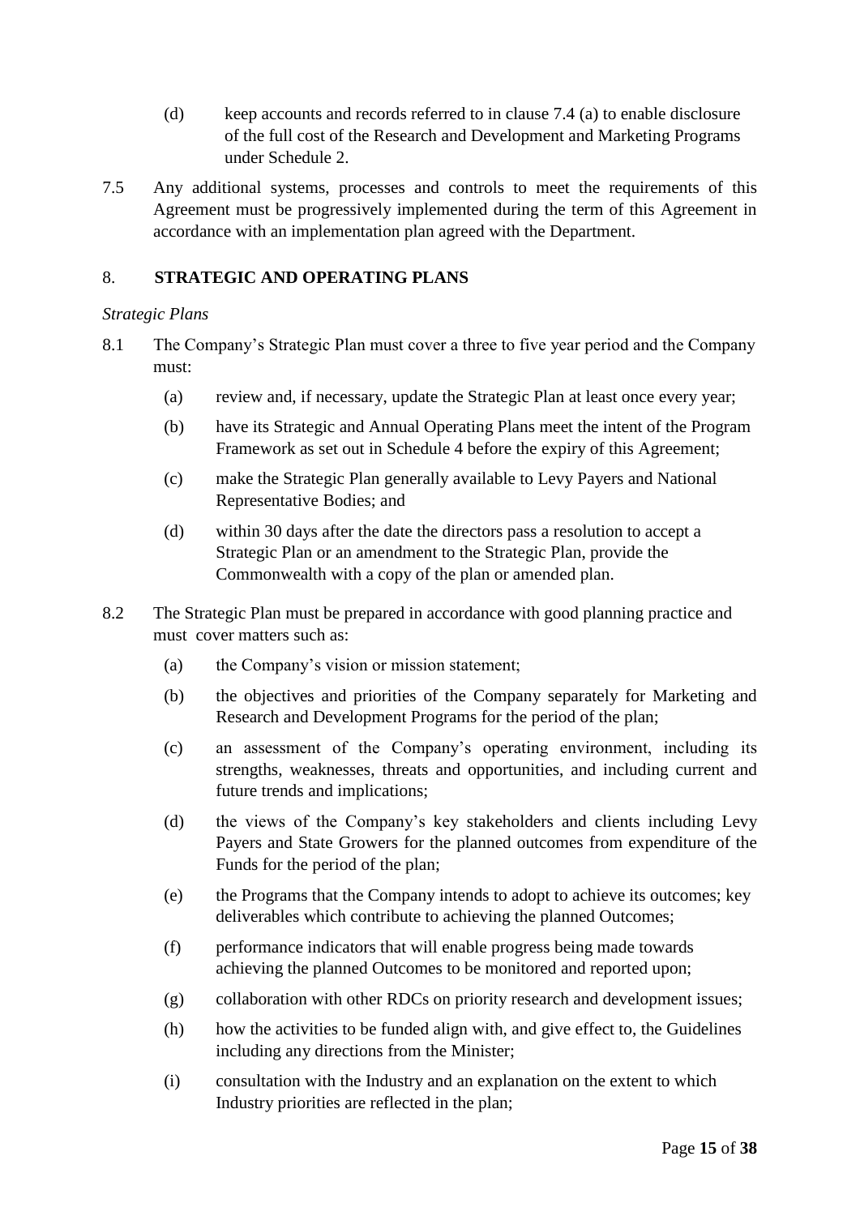(d) keep accounts and records referred to in clause 7.4 (a) to enable disclosure of the full cost of the Research and Development and Marketing Programs under Schedule 2.

7.5 Any additional systems, processes and controls to meet the requirements of this Agreement must be progressively implemented during the term of this Agreement in accordance with an implementation plan agreed with the Department.

## 8. STRATEGIC AND OPERATING PLANS

*Strategic Plans*

8.1 The Company's Strategic Plan must cover a three to five year period and the Company must:

(a) review and, if necessary, update the Strategic Plan at least once every year;

(b) have its Strategic and Annual Operating Plans meet the intent of the Program Framework as set out in Schedule 4 before the expiry of this Agreement;

(c) make the Strategic Plan generally available to Levy Payers and National Representative Bodies; and

(d) within 30 days after the date the directors pass a resolution to accept a Strategic Plan or an amendment to the Strategic Plan, provide the Commonwealth with a copy of the plan or amended plan.

8.2 The Strategic Plan must be prepared in accordance with good planning practice and must cover matters such as:

(a) the Company's vision or mission statement;

(b) the objectives and priorities of the Company separately for Marketing and Research and Development Programs for the period of the plan;

(c) an assessment of the Company's operating environment, including its strengths, weaknesses, threats and opportunities, and including current and future trends and implications;

(d) the views of the Company's key stakeholders and clients including Levy Payers and State Growers for the planned outcomes from expenditure of the Funds for the period of the plan;

(e) the Programs that the Company intends to adopt to achieve its outcomes; key deliverables which contribute to achieving the planned Outcomes;

(f) performance indicators that will enable progress being made towards achieving the planned Outcomes to be monitored and reported upon;

(g) collaboration with other RDCs on priority research and development issues;

(h) how the activities to be funded align with, and give effect to, the Guidelines including any directions from the Minister;

(i) consultation with the Industry and an explanation on the extent to which Industry priorities are reflected in the plan;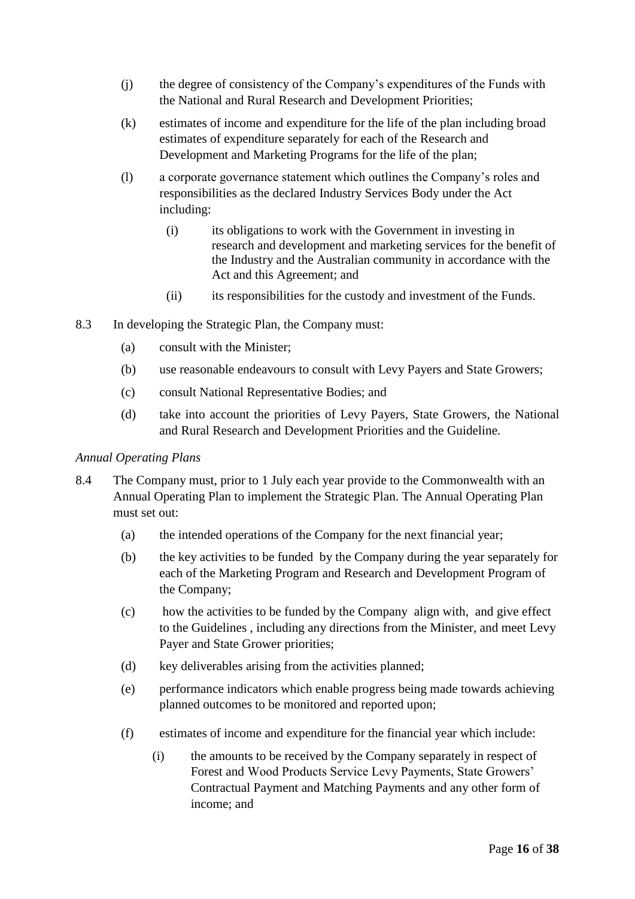(j) the degree of consistency of the Company's expenditures of the Funds with the National and Rural Research and Development Priorities;

(k) estimates of income and expenditure for the life of the plan including broad estimates of expenditure separately for each of the Research and Development and Marketing Programs for the life of the plan;

(l) a corporate governance statement which outlines the Company's roles and responsibilities as the declared Industry Services Body under the Act including:

   (i) its obligations to work with the Government in investing in research and development and marketing services for the benefit of the Industry and the Australian community in accordance with the Act and this Agreement; and

   (ii) its responsibilities for the custody and investment of the Funds.

8.3 In developing the Strategic Plan, the Company must:

(a) consult with the Minister;

(b) use reasonable endeavours to consult with Levy Payers and State Growers;

(c) consult National Representative Bodies; and

(d) take into account the priorities of Levy Payers, State Growers, the National and Rural Research and Development Priorities and the Guideline.

*Annual Operating Plans*

8.4 The Company must, prior to 1 July each year provide to the Commonwealth with an Annual Operating Plan to implement the Strategic Plan. The Annual Operating Plan must set out:

(a) the intended operations of the Company for the next financial year;

(b) the key activities to be funded by the Company during the year separately for each of the Marketing Program and Research and Development Program of the Company;

(c) how the activities to be funded by the Company align with, and give effect to the Guidelines , including any directions from the Minister, and meet Levy Payer and State Grower priorities;

(d) key deliverables arising from the activities planned;

(e) performance indicators which enable progress being made towards achieving planned outcomes to be monitored and reported upon;

(f) estimates of income and expenditure for the financial year which include:

   (i) the amounts to be received by the Company separately in respect of Forest and Wood Products Service Levy Payments, State Growers' Contractual Payment and Matching Payments and any other form of income; and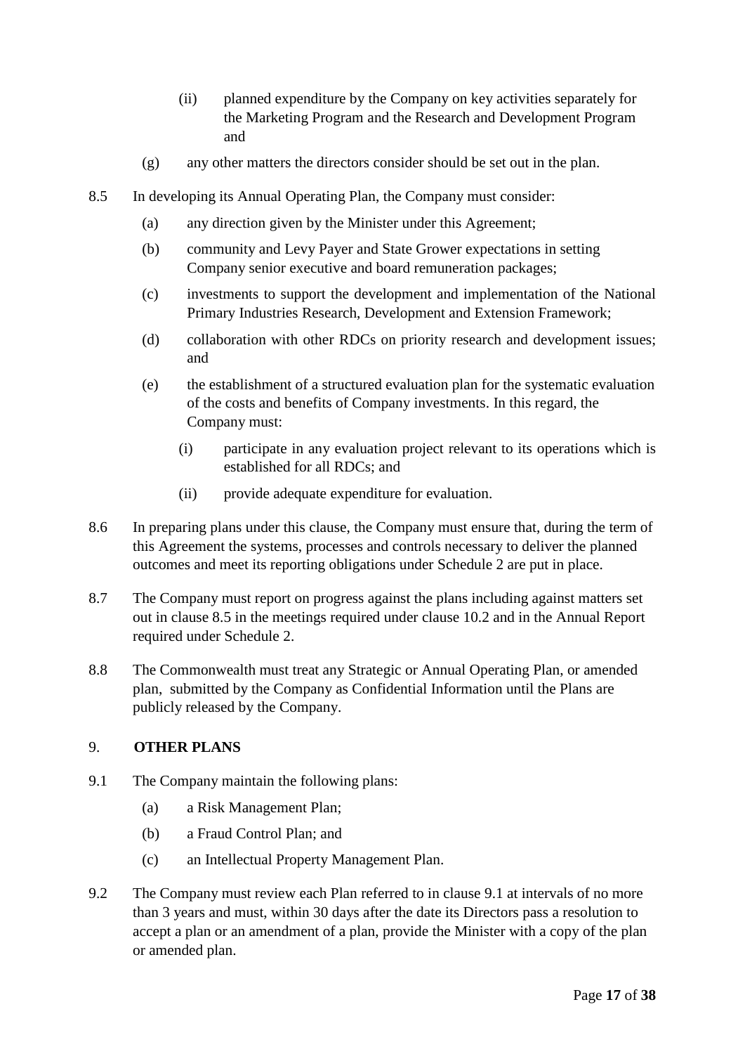(ii) planned expenditure by the Company on key activities separately for the Marketing Program and the Research and Development Program and

(g) any other matters the directors consider should be set out in the plan.

8.5 In developing its Annual Operating Plan, the Company must consider:

(a) any direction given by the Minister under this Agreement;

(b) community and Levy Payer and State Grower expectations in setting Company senior executive and board remuneration packages;

(c) investments to support the development and implementation of the National Primary Industries Research, Development and Extension Framework;

(d) collaboration with other RDCs on priority research and development issues; and

(e) the establishment of a structured evaluation plan for the systematic evaluation of the costs and benefits of Company investments. In this regard, the Company must:

(i) participate in any evaluation project relevant to its operations which is established for all RDCs; and

(ii) provide adequate expenditure for evaluation.

8.6 In preparing plans under this clause, the Company must ensure that, during the term of this Agreement the systems, processes and controls necessary to deliver the planned outcomes and meet its reporting obligations under Schedule 2 are put in place.

8.7 The Company must report on progress against the plans including against matters set out in clause 8.5 in the meetings required under clause 10.2 and in the Annual Report required under Schedule 2.

8.8 The Commonwealth must treat any Strategic or Annual Operating Plan, or amended plan, submitted by the Company as Confidential Information until the Plans are publicly released by the Company.

## 9. OTHER PLANS

9.1 The Company maintain the following plans:

(a) a Risk Management Plan;

(b) a Fraud Control Plan; and

(c) an Intellectual Property Management Plan.

9.2 The Company must review each Plan referred to in clause 9.1 at intervals of no more than 3 years and must, within 30 days after the date its Directors pass a resolution to accept a plan or an amendment of a plan, provide the Minister with a copy of the plan or amended plan.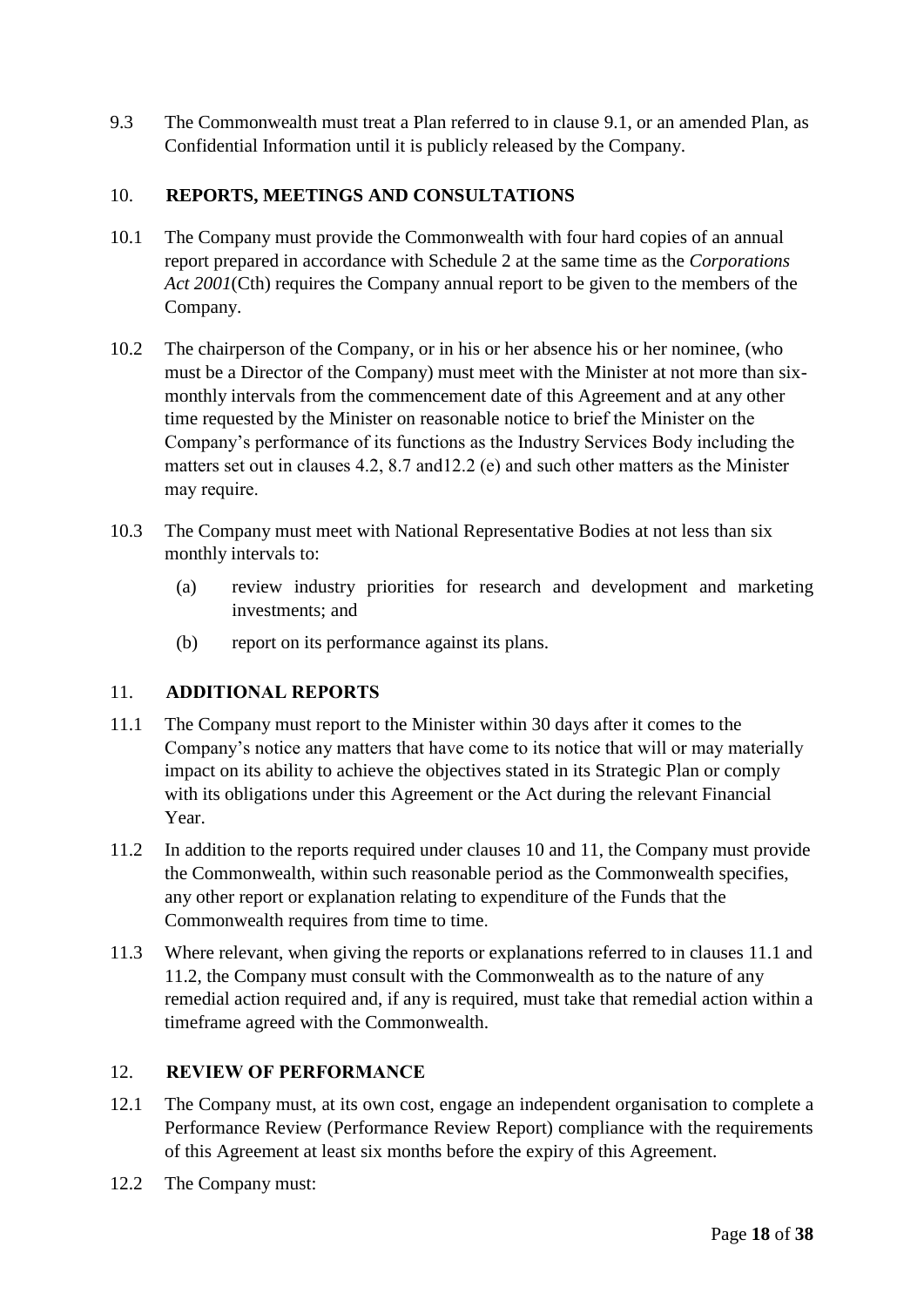9.3 The Commonwealth must treat a Plan referred to in clause 9.1, or an amended Plan, as Confidential Information until it is publicly released by the Company.

## 10. REPORTS, MEETINGS AND CONSULTATIONS

10.1 The Company must provide the Commonwealth with four hard copies of an annual report prepared in accordance with Schedule 2 at the same time as the *Corporations Act 2001*(Cth) requires the Company annual report to be given to the members of the Company.

10.2 The chairperson of the Company, or in his or her absence his or her nominee, (who must be a Director of the Company) must meet with the Minister at not more than six-monthly intervals from the commencement date of this Agreement and at any other time requested by the Minister on reasonable notice to brief the Minister on the Company's performance of its functions as the Industry Services Body including the matters set out in clauses 4.2, 8.7 and12.2 (e) and such other matters as the Minister may require.

10.3 The Company must meet with National Representative Bodies at not less than six monthly intervals to:

(a) review industry priorities for research and development and marketing investments; and

(b) report on its performance against its plans.

## 11. ADDITIONAL REPORTS

11.1 The Company must report to the Minister within 30 days after it comes to the Company's notice any matters that have come to its notice that will or may materially impact on its ability to achieve the objectives stated in its Strategic Plan or comply with its obligations under this Agreement or the Act during the relevant Financial Year.

11.2 In addition to the reports required under clauses 10 and 11, the Company must provide the Commonwealth, within such reasonable period as the Commonwealth specifies, any other report or explanation relating to expenditure of the Funds that the Commonwealth requires from time to time.

11.3 Where relevant, when giving the reports or explanations referred to in clauses 11.1 and 11.2, the Company must consult with the Commonwealth as to the nature of any remedial action required and, if any is required, must take that remedial action within a timeframe agreed with the Commonwealth.

## 12. REVIEW OF PERFORMANCE

12.1 The Company must, at its own cost, engage an independent organisation to complete a Performance Review (Performance Review Report) compliance with the requirements of this Agreement at least six months before the expiry of this Agreement.

12.2 The Company must: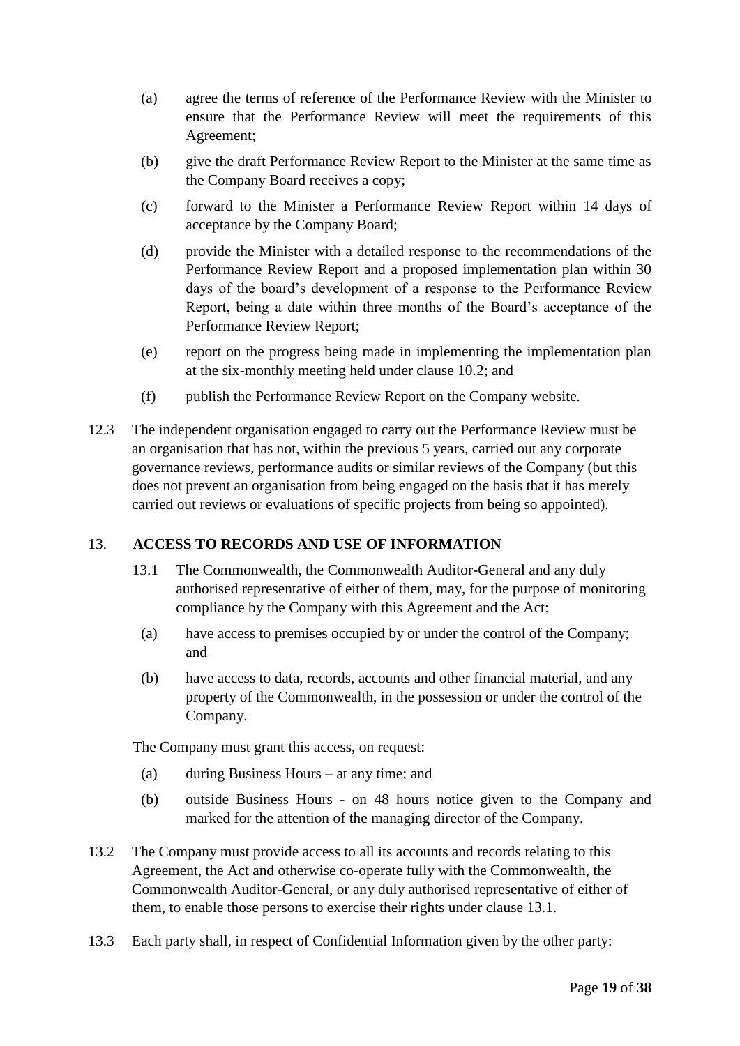(a) agree the terms of reference of the Performance Review with the Minister to ensure that the Performance Review will meet the requirements of this Agreement;

(b) give the draft Performance Review Report to the Minister at the same time as the Company Board receives a copy;

(c) forward to the Minister a Performance Review Report within 14 days of acceptance by the Company Board;

(d) provide the Minister with a detailed response to the recommendations of the Performance Review Report and a proposed implementation plan within 30 days of the board's development of a response to the Performance Review Report, being a date within three months of the Board's acceptance of the Performance Review Report;

(e) report on the progress being made in implementing the implementation plan at the six-monthly meeting held under clause 10.2; and

(f) publish the Performance Review Report on the Company website.

12.3 The independent organisation engaged to carry out the Performance Review must be an organisation that has not, within the previous 5 years, carried out any corporate governance reviews, performance audits or similar reviews of the Company (but this does not prevent an organisation from being engaged on the basis that it has merely carried out reviews or evaluations of specific projects from being so appointed).

## 13. ACCESS TO RECORDS AND USE OF INFORMATION

13.1 The Commonwealth, the Commonwealth Auditor-General and any duly authorised representative of either of them, may, for the purpose of monitoring compliance by the Company with this Agreement and the Act:

(a) have access to premises occupied by or under the control of the Company; and

(b) have access to data, records, accounts and other financial material, and any property of the Commonwealth, in the possession or under the control of the Company.

The Company must grant this access, on request:

(a) during Business Hours – at any time; and

(b) outside Business Hours - on 48 hours notice given to the Company and marked for the attention of the managing director of the Company.

13.2 The Company must provide access to all its accounts and records relating to this Agreement, the Act and otherwise co-operate fully with the Commonwealth, the Commonwealth Auditor-General, or any duly authorised representative of either of them, to enable those persons to exercise their rights under clause 13.1.

13.3 Each party shall, in respect of Confidential Information given by the other party: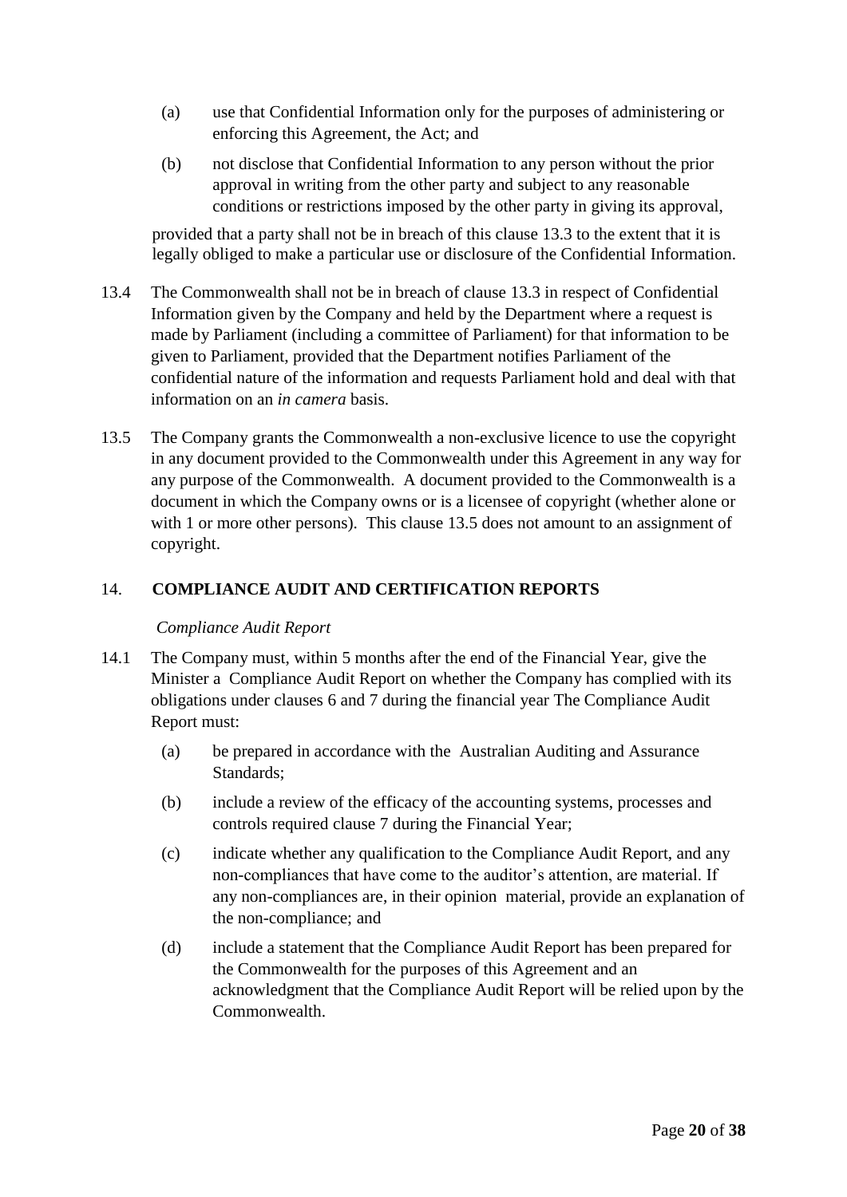(a) use that Confidential Information only for the purposes of administering or enforcing this Agreement, the Act; and

(b) not disclose that Confidential Information to any person without the prior approval in writing from the other party and subject to any reasonable conditions or restrictions imposed by the other party in giving its approval,

provided that a party shall not be in breach of this clause 13.3 to the extent that it is legally obliged to make a particular use or disclosure of the Confidential Information.

13.4 The Commonwealth shall not be in breach of clause 13.3 in respect of Confidential Information given by the Company and held by the Department where a request is made by Parliament (including a committee of Parliament) for that information to be given to Parliament, provided that the Department notifies Parliament of the confidential nature of the information and requests Parliament hold and deal with that information on an *in camera* basis.

13.5 The Company grants the Commonwealth a non-exclusive licence to use the copyright in any document provided to the Commonwealth under this Agreement in any way for any purpose of the Commonwealth. A document provided to the Commonwealth is a document in which the Company owns or is a licensee of copyright (whether alone or with 1 or more other persons). This clause 13.5 does not amount to an assignment of copyright.

## 14. COMPLIANCE AUDIT AND CERTIFICATION REPORTS

*Compliance Audit Report*

14.1 The Company must, within 5 months after the end of the Financial Year, give the Minister a Compliance Audit Report on whether the Company has complied with its obligations under clauses 6 and 7 during the financial year The Compliance Audit Report must:

(a) be prepared in accordance with the Australian Auditing and Assurance Standards;

(b) include a review of the efficacy of the accounting systems, processes and controls required clause 7 during the Financial Year;

(c) indicate whether any qualification to the Compliance Audit Report, and any non-compliances that have come to the auditor's attention, are material. If any non-compliances are, in their opinion material, provide an explanation of the non-compliance; and

(d) include a statement that the Compliance Audit Report has been prepared for the Commonwealth for the purposes of this Agreement and an acknowledgment that the Compliance Audit Report will be relied upon by the Commonwealth.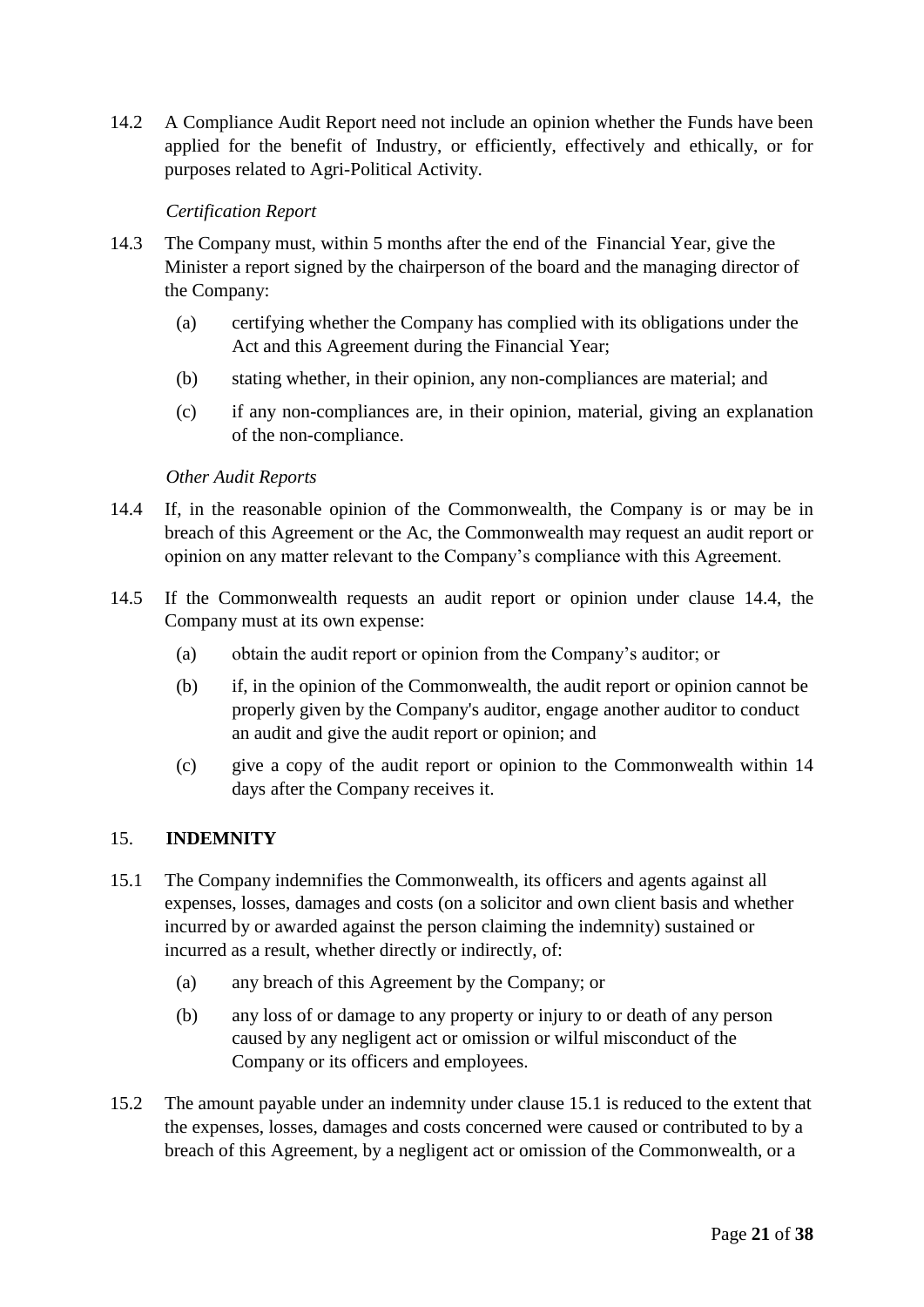14.2 A Compliance Audit Report need not include an opinion whether the Funds have been applied for the benefit of Industry, or efficiently, effectively and ethically, or for purposes related to Agri-Political Activity.

*Certification Report*

14.3 The Company must, within 5 months after the end of the Financial Year, give the Minister a report signed by the chairperson of the board and the managing director of the Company:

(a) certifying whether the Company has complied with its obligations under the Act and this Agreement during the Financial Year;

(b) stating whether, in their opinion, any non-compliances are material; and

(c) if any non-compliances are, in their opinion, material, giving an explanation of the non-compliance.

*Other Audit Reports*

14.4 If, in the reasonable opinion of the Commonwealth, the Company is or may be in breach of this Agreement or the Ac, the Commonwealth may request an audit report or opinion on any matter relevant to the Company's compliance with this Agreement.

14.5 If the Commonwealth requests an audit report or opinion under clause 14.4, the Company must at its own expense:

(a) obtain the audit report or opinion from the Company's auditor; or

(b) if, in the opinion of the Commonwealth, the audit report or opinion cannot be properly given by the Company's auditor, engage another auditor to conduct an audit and give the audit report or opinion; and

(c) give a copy of the audit report or opinion to the Commonwealth within 14 days after the Company receives it.

## 15. INDEMNITY

15.1 The Company indemnifies the Commonwealth, its officers and agents against all expenses, losses, damages and costs (on a solicitor and own client basis and whether incurred by or awarded against the person claiming the indemnity) sustained or incurred as a result, whether directly or indirectly, of:

(a) any breach of this Agreement by the Company; or

(b) any loss of or damage to any property or injury to or death of any person caused by any negligent act or omission or wilful misconduct of the Company or its officers and employees.

15.2 The amount payable under an indemnity under clause 15.1 is reduced to the extent that the expenses, losses, damages and costs concerned were caused or contributed to by a breach of this Agreement, by a negligent act or omission of the Commonwealth, or a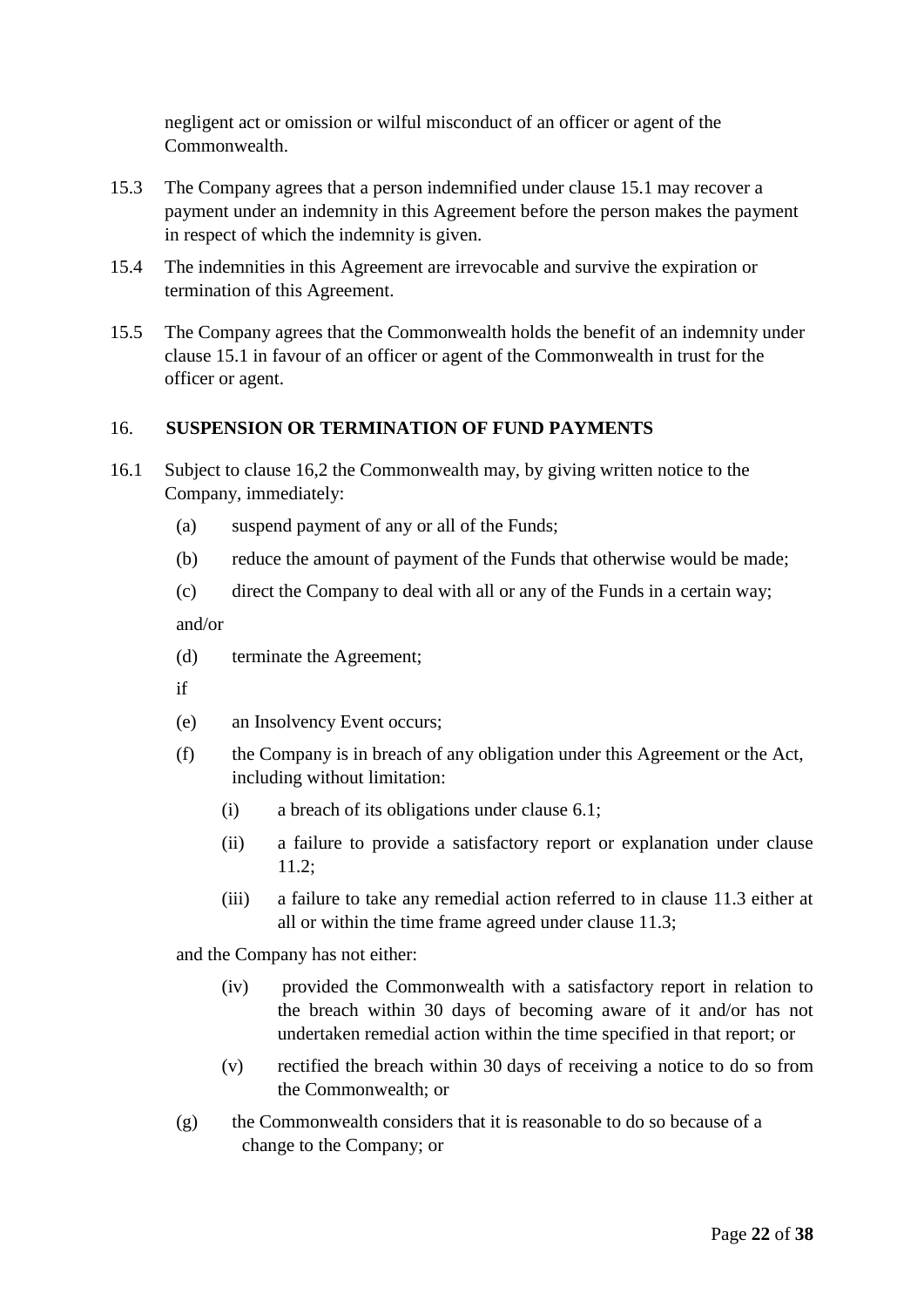negligent act or omission or wilful misconduct of an officer or agent of the Commonwealth.

15.3 The Company agrees that a person indemnified under clause 15.1 may recover a payment under an indemnity in this Agreement before the person makes the payment in respect of which the indemnity is given.

15.4 The indemnities in this Agreement are irrevocable and survive the expiration or termination of this Agreement.

15.5 The Company agrees that the Commonwealth holds the benefit of an indemnity under clause 15.1 in favour of an officer or agent of the Commonwealth in trust for the officer or agent.

## 16. SUSPENSION OR TERMINATION OF FUND PAYMENTS

16.1 Subject to clause 16,2 the Commonwealth may, by giving written notice to the Company, immediately:

- (a) suspend payment of any or all of the Funds;
- (b) reduce the amount of payment of the Funds that otherwise would be made;
- (c) direct the Company to deal with all or any of the Funds in a certain way;

and/or

- (d) terminate the Agreement;

if

- (e) an Insolvency Event occurs;
- (f) the Company is in breach of any obligation under this Agreement or the Act, including without limitation:
  - (i) a breach of its obligations under clause 6.1;
  - (ii) a failure to provide a satisfactory report or explanation under clause 11.2;
  - (iii) a failure to take any remedial action referred to in clause 11.3 either at all or within the time frame agreed under clause 11.3;

  and the Company has not either:

  - (iv) provided the Commonwealth with a satisfactory report in relation to the breach within 30 days of becoming aware of it and/or has not undertaken remedial action within the time specified in that report; or
  - (v) rectified the breach within 30 days of receiving a notice to do so from the Commonwealth; or
- (g) the Commonwealth considers that it is reasonable to do so because of a change to the Company; or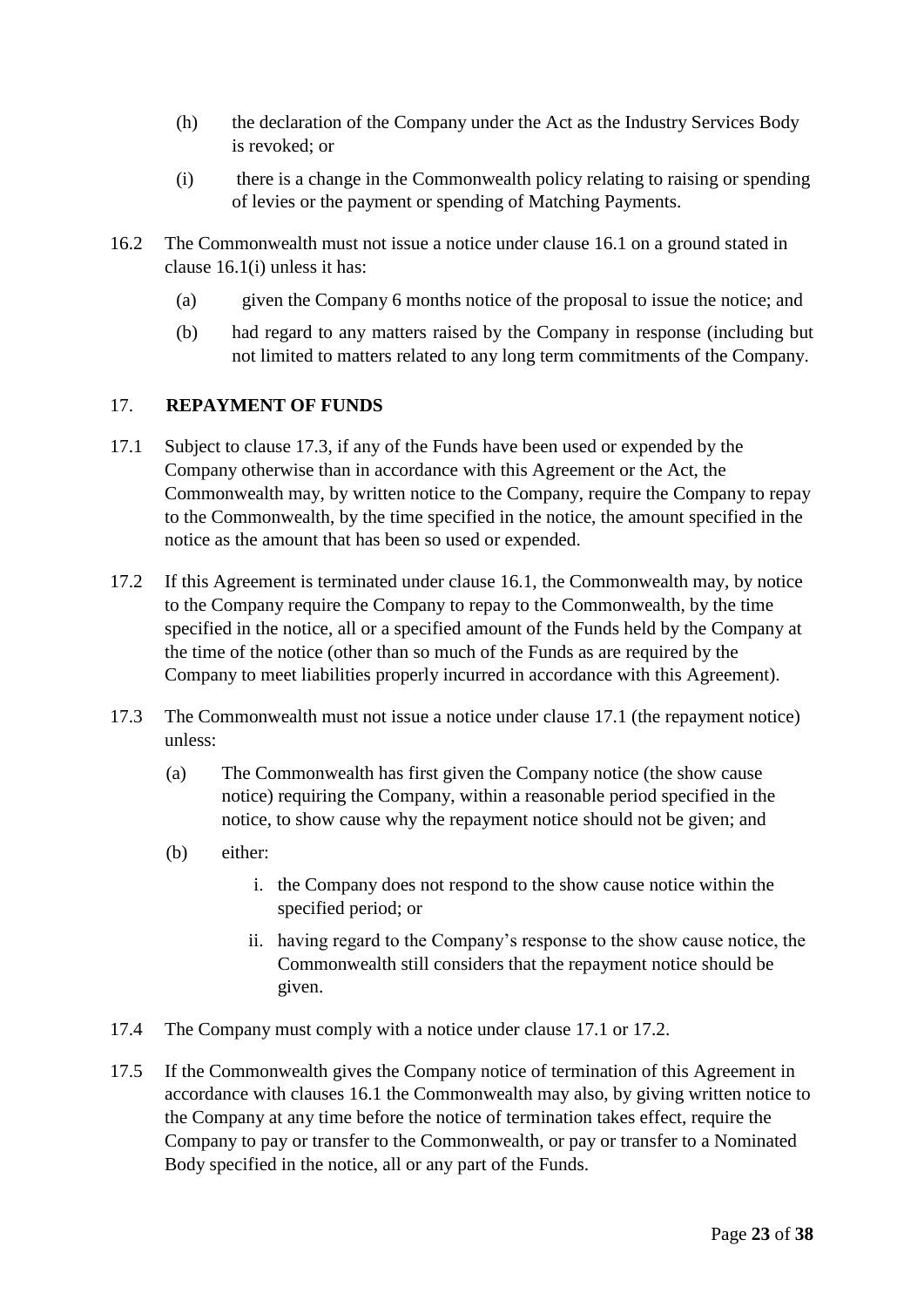(h) the declaration of the Company under the Act as the Industry Services Body is revoked; or

(i) there is a change in the Commonwealth policy relating to raising or spending of levies or the payment or spending of Matching Payments.

16.2 The Commonwealth must not issue a notice under clause 16.1 on a ground stated in clause 16.1(i) unless it has:

(a) given the Company 6 months notice of the proposal to issue the notice; and

(b) had regard to any matters raised by the Company in response (including but not limited to matters related to any long term commitments of the Company.

## 17. REPAYMENT OF FUNDS

17.1 Subject to clause 17.3, if any of the Funds have been used or expended by the Company otherwise than in accordance with this Agreement or the Act, the Commonwealth may, by written notice to the Company, require the Company to repay to the Commonwealth, by the time specified in the notice, the amount specified in the notice as the amount that has been so used or expended.

17.2 If this Agreement is terminated under clause 16.1, the Commonwealth may, by notice to the Company require the Company to repay to the Commonwealth, by the time specified in the notice, all or a specified amount of the Funds held by the Company at the time of the notice (other than so much of the Funds as are required by the Company to meet liabilities properly incurred in accordance with this Agreement).

17.3 The Commonwealth must not issue a notice under clause 17.1 (the repayment notice) unless:

(a) The Commonwealth has first given the Company notice (the show cause notice) requiring the Company, within a reasonable period specified in the notice, to show cause why the repayment notice should not be given; and

(b) either:

i. the Company does not respond to the show cause notice within the specified period; or

ii. having regard to the Company's response to the show cause notice, the Commonwealth still considers that the repayment notice should be given.

17.4 The Company must comply with a notice under clause 17.1 or 17.2.

17.5 If the Commonwealth gives the Company notice of termination of this Agreement in accordance with clauses 16.1 the Commonwealth may also, by giving written notice to the Company at any time before the notice of termination takes effect, require the Company to pay or transfer to the Commonwealth, or pay or transfer to a Nominated Body specified in the notice, all or any part of the Funds.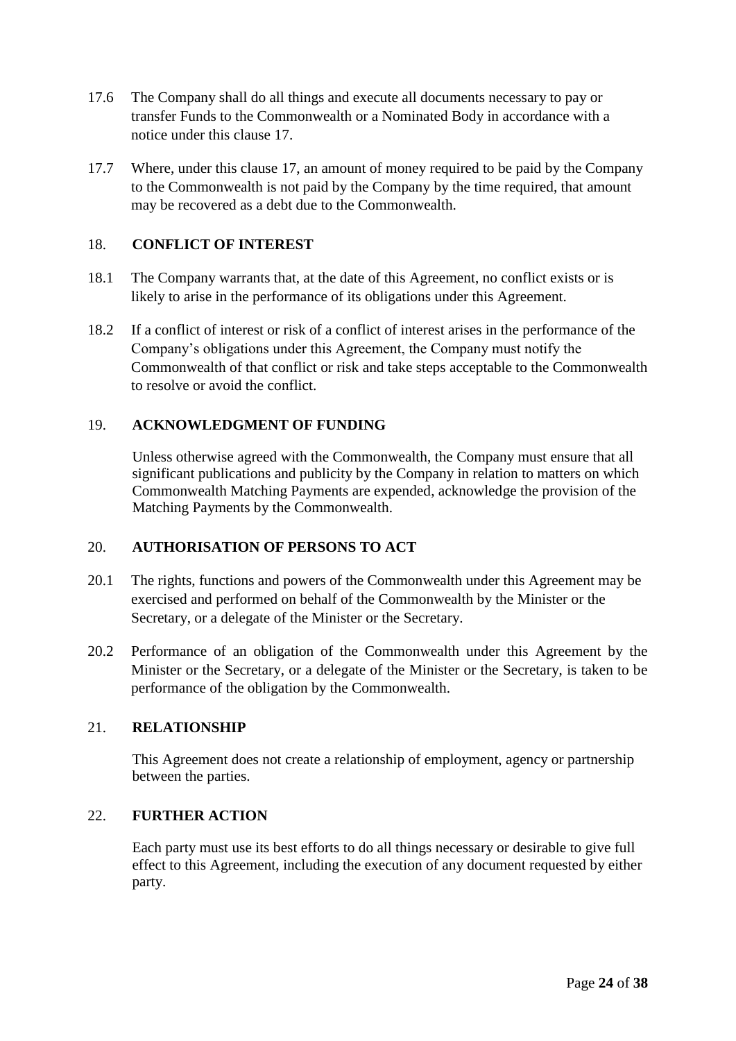17.6 The Company shall do all things and execute all documents necessary to pay or transfer Funds to the Commonwealth or a Nominated Body in accordance with a notice under this clause 17.

17.7 Where, under this clause 17, an amount of money required to be paid by the Company to the Commonwealth is not paid by the Company by the time required, that amount may be recovered as a debt due to the Commonwealth.

## 18. CONFLICT OF INTEREST

18.1 The Company warrants that, at the date of this Agreement, no conflict exists or is likely to arise in the performance of its obligations under this Agreement.

18.2 If a conflict of interest or risk of a conflict of interest arises in the performance of the Company's obligations under this Agreement, the Company must notify the Commonwealth of that conflict or risk and take steps acceptable to the Commonwealth to resolve or avoid the conflict.

## 19. ACKNOWLEDGMENT OF FUNDING

Unless otherwise agreed with the Commonwealth, the Company must ensure that all significant publications and publicity by the Company in relation to matters on which Commonwealth Matching Payments are expended, acknowledge the provision of the Matching Payments by the Commonwealth.

## 20. AUTHORISATION OF PERSONS TO ACT

20.1 The rights, functions and powers of the Commonwealth under this Agreement may be exercised and performed on behalf of the Commonwealth by the Minister or the Secretary, or a delegate of the Minister or the Secretary.

20.2 Performance of an obligation of the Commonwealth under this Agreement by the Minister or the Secretary, or a delegate of the Minister or the Secretary, is taken to be performance of the obligation by the Commonwealth.

## 21. RELATIONSHIP

This Agreement does not create a relationship of employment, agency or partnership between the parties.

## 22. FURTHER ACTION

Each party must use its best efforts to do all things necessary or desirable to give full effect to this Agreement, including the execution of any document requested by either party.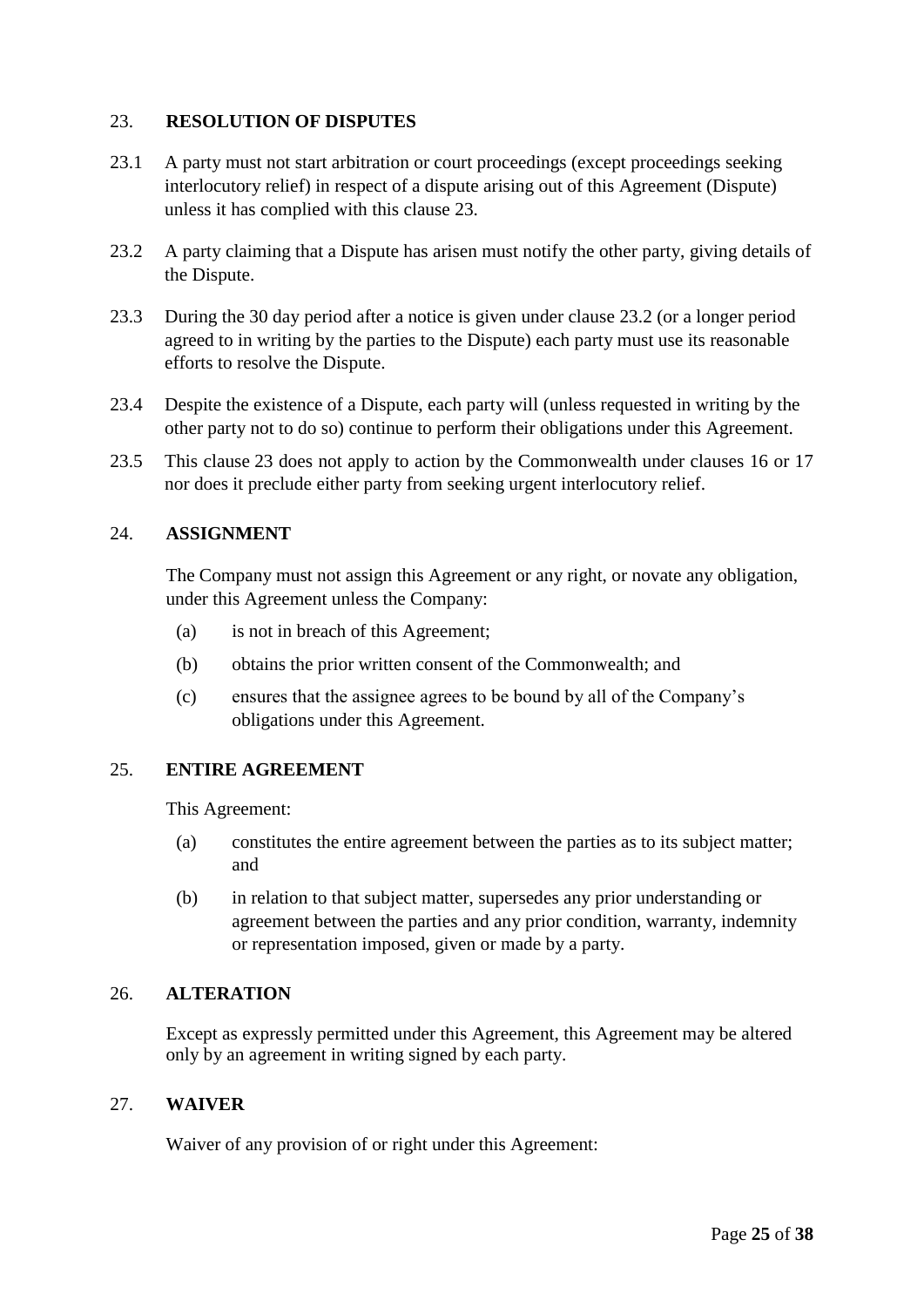## 23. RESOLUTION OF DISPUTES

23.1 A party must not start arbitration or court proceedings (except proceedings seeking interlocutory relief) in respect of a dispute arising out of this Agreement (Dispute) unless it has complied with this clause 23.

23.2 A party claiming that a Dispute has arisen must notify the other party, giving details of the Dispute.

23.3 During the 30 day period after a notice is given under clause 23.2 (or a longer period agreed to in writing by the parties to the Dispute) each party must use its reasonable efforts to resolve the Dispute.

23.4 Despite the existence of a Dispute, each party will (unless requested in writing by the other party not to do so) continue to perform their obligations under this Agreement.

23.5 This clause 23 does not apply to action by the Commonwealth under clauses 16 or 17 nor does it preclude either party from seeking urgent interlocutory relief.

## 24. ASSIGNMENT

The Company must not assign this Agreement or any right, or novate any obligation, under this Agreement unless the Company:

(a) is not in breach of this Agreement;

(b) obtains the prior written consent of the Commonwealth; and

(c) ensures that the assignee agrees to be bound by all of the Company's obligations under this Agreement.

## 25. ENTIRE AGREEMENT

This Agreement:

(a) constitutes the entire agreement between the parties as to its subject matter; and

(b) in relation to that subject matter, supersedes any prior understanding or agreement between the parties and any prior condition, warranty, indemnity or representation imposed, given or made by a party.

## 26. ALTERATION

Except as expressly permitted under this Agreement, this Agreement may be altered only by an agreement in writing signed by each party.

## 27. WAIVER

Waiver of any provision of or right under this Agreement: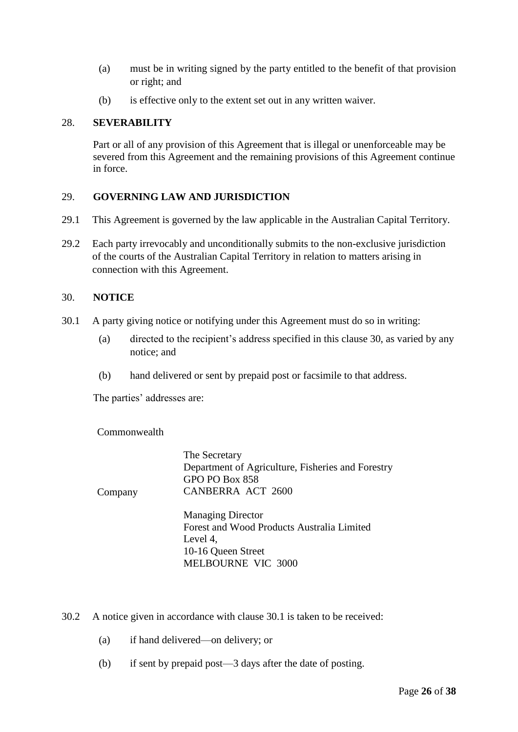(a) must be in writing signed by the party entitled to the benefit of that provision or right; and

(b) is effective only to the extent set out in any written waiver.

## 28. SEVERABILITY

Part or all of any provision of this Agreement that is illegal or unenforceable may be severed from this Agreement and the remaining provisions of this Agreement continue in force.

## 29. GOVERNING LAW AND JURISDICTION

29.1 This Agreement is governed by the law applicable in the Australian Capital Territory.

29.2 Each party irrevocably and unconditionally submits to the non-exclusive jurisdiction of the courts of the Australian Capital Territory in relation to matters arising in connection with this Agreement.

## 30. NOTICE

30.1 A party giving notice or notifying under this Agreement must do so in writing:

(a) directed to the recipient's address specified in this clause 30, as varied by any notice; and

(b) hand delivered or sent by prepaid post or facsimile to that address.

The parties' addresses are:

Commonwealth

The Secretary
Department of Agriculture, Fisheries and Forestry
GPO PO Box 858
CANBERRA ACT 2600

Company

Managing Director
Forest and Wood Products Australia Limited
Level 4,
10-16 Queen Street
MELBOURNE VIC 3000

30.2 A notice given in accordance with clause 30.1 is taken to be received:

(a) if hand delivered—on delivery; or

(b) if sent by prepaid post—3 days after the date of posting.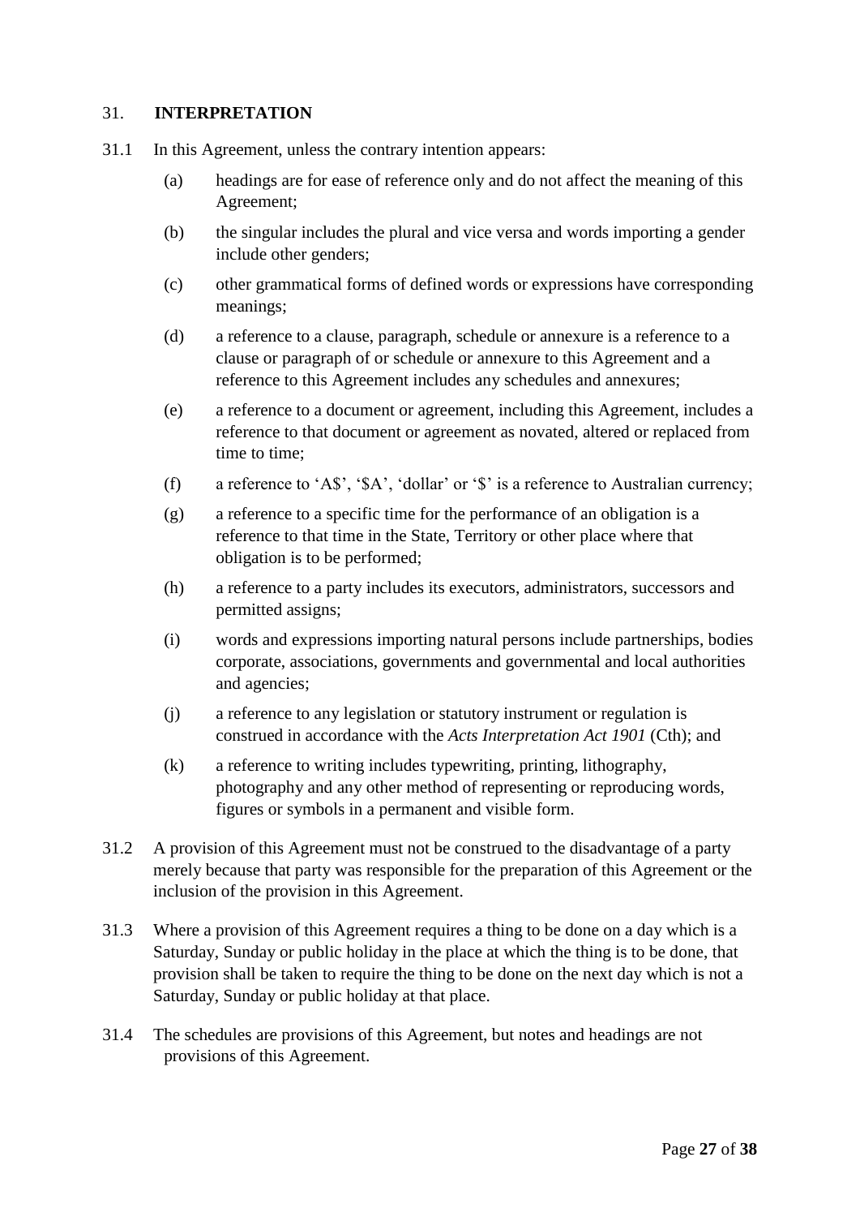## 31. INTERPRETATION

31.1 In this Agreement, unless the contrary intention appears:

(a) headings are for ease of reference only and do not affect the meaning of this Agreement;

(b) the singular includes the plural and vice versa and words importing a gender include other genders;

(c) other grammatical forms of defined words or expressions have corresponding meanings;

(d) a reference to a clause, paragraph, schedule or annexure is a reference to a clause or paragraph of or schedule or annexure to this Agreement and a reference to this Agreement includes any schedules and annexures;

(e) a reference to a document or agreement, including this Agreement, includes a reference to that document or agreement as novated, altered or replaced from time to time;

(f) a reference to 'A$', '$A', 'dollar' or '$' is a reference to Australian currency;

(g) a reference to a specific time for the performance of an obligation is a reference to that time in the State, Territory or other place where that obligation is to be performed;

(h) a reference to a party includes its executors, administrators, successors and permitted assigns;

(i) words and expressions importing natural persons include partnerships, bodies corporate, associations, governments and governmental and local authorities and agencies;

(j) a reference to any legislation or statutory instrument or regulation is construed in accordance with the *Acts Interpretation Act 1901* (Cth); and

(k) a reference to writing includes typewriting, printing, lithography, photography and any other method of representing or reproducing words, figures or symbols in a permanent and visible form.

31.2 A provision of this Agreement must not be construed to the disadvantage of a party merely because that party was responsible for the preparation of this Agreement or the inclusion of the provision in this Agreement.

31.3 Where a provision of this Agreement requires a thing to be done on a day which is a Saturday, Sunday or public holiday in the place at which the thing is to be done, that provision shall be taken to require the thing to be done on the next day which is not a Saturday, Sunday or public holiday at that place.

31.4 The schedules are provisions of this Agreement, but notes and headings are not provisions of this Agreement.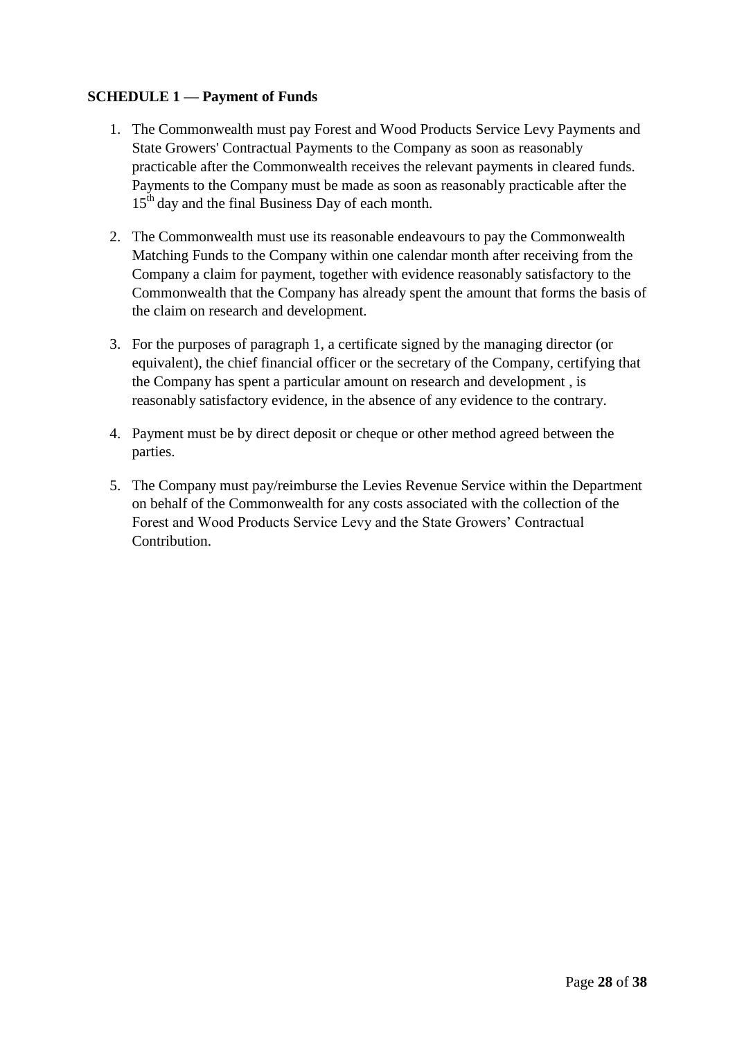**SCHEDULE 1 — Payment of Funds**

1. The Commonwealth must pay Forest and Wood Products Service Levy Payments and State Growers' Contractual Payments to the Company as soon as reasonably practicable after the Commonwealth receives the relevant payments in cleared funds. Payments to the Company must be made as soon as reasonably practicable after the 15th day and the final Business Day of each month.

2. The Commonwealth must use its reasonable endeavours to pay the Commonwealth Matching Funds to the Company within one calendar month after receiving from the Company a claim for payment, together with evidence reasonably satisfactory to the Commonwealth that the Company has already spent the amount that forms the basis of the claim on research and development.

3. For the purposes of paragraph 1, a certificate signed by the managing director (or equivalent), the chief financial officer or the secretary of the Company, certifying that the Company has spent a particular amount on research and development , is reasonably satisfactory evidence, in the absence of any evidence to the contrary.

4. Payment must be by direct deposit or cheque or other method agreed between the parties.

5. The Company must pay/reimburse the Levies Revenue Service within the Department on behalf of the Commonwealth for any costs associated with the collection of the Forest and Wood Products Service Levy and the State Growers' Contractual Contribution.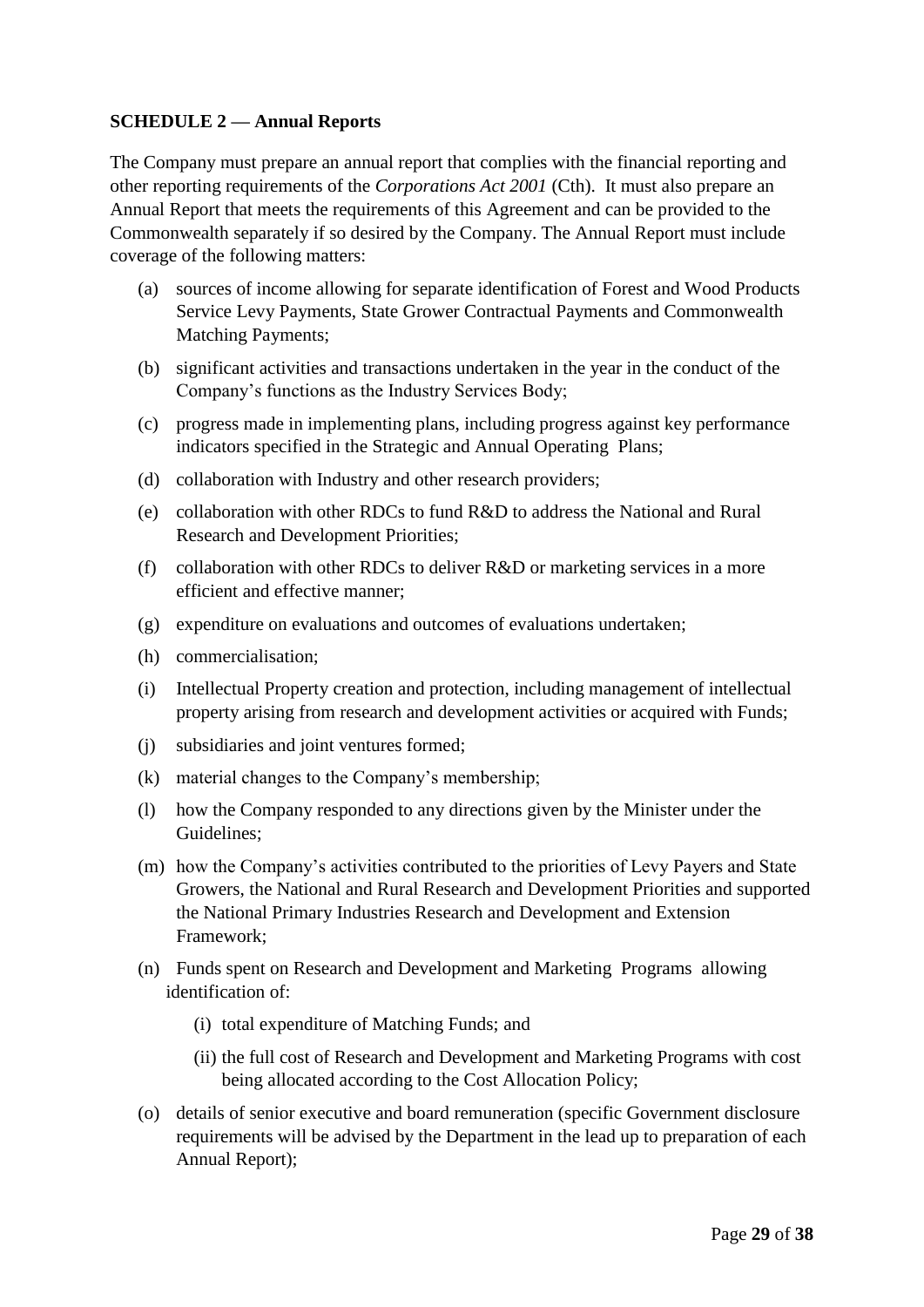**SCHEDULE 2 — Annual Reports**

The Company must prepare an annual report that complies with the financial reporting and other reporting requirements of the *Corporations Act 2001* (Cth). It must also prepare an Annual Report that meets the requirements of this Agreement and can be provided to the Commonwealth separately if so desired by the Company. The Annual Report must include coverage of the following matters:

(a) sources of income allowing for separate identification of Forest and Wood Products Service Levy Payments, State Grower Contractual Payments and Commonwealth Matching Payments;

(b) significant activities and transactions undertaken in the year in the conduct of the Company's functions as the Industry Services Body;

(c) progress made in implementing plans, including progress against key performance indicators specified in the Strategic and Annual Operating Plans;

(d) collaboration with Industry and other research providers;

(e) collaboration with other RDCs to fund R&D to address the National and Rural Research and Development Priorities;

(f) collaboration with other RDCs to deliver R&D or marketing services in a more efficient and effective manner;

(g) expenditure on evaluations and outcomes of evaluations undertaken;

(h) commercialisation;

(i) Intellectual Property creation and protection, including management of intellectual property arising from research and development activities or acquired with Funds;

(j) subsidiaries and joint ventures formed;

(k) material changes to the Company's membership;

(l) how the Company responded to any directions given by the Minister under the Guidelines;

(m) how the Company's activities contributed to the priorities of Levy Payers and State Growers, the National and Rural Research and Development Priorities and supported the National Primary Industries Research and Development and Extension Framework;

(n) Funds spent on Research and Development and Marketing Programs allowing identification of:

   (i) total expenditure of Matching Funds; and

   (ii) the full cost of Research and Development and Marketing Programs with cost being allocated according to the Cost Allocation Policy;

(o) details of senior executive and board remuneration (specific Government disclosure requirements will be advised by the Department in the lead up to preparation of each Annual Report);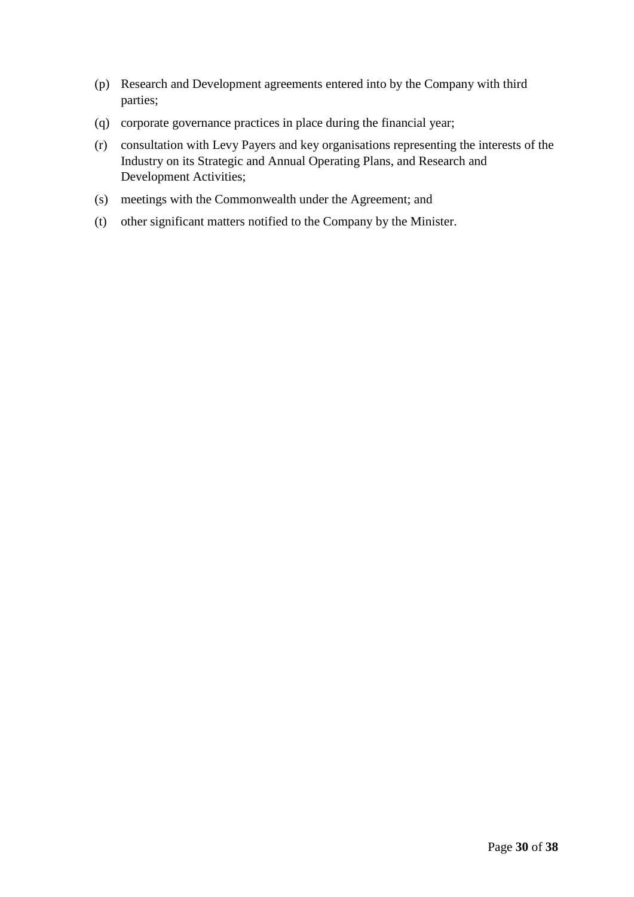(p) Research and Development agreements entered into by the Company with third parties;

(q) corporate governance practices in place during the financial year;

(r) consultation with Levy Payers and key organisations representing the interests of the Industry on its Strategic and Annual Operating Plans, and Research and Development Activities;

(s) meetings with the Commonwealth under the Agreement; and

(t) other significant matters notified to the Company by the Minister.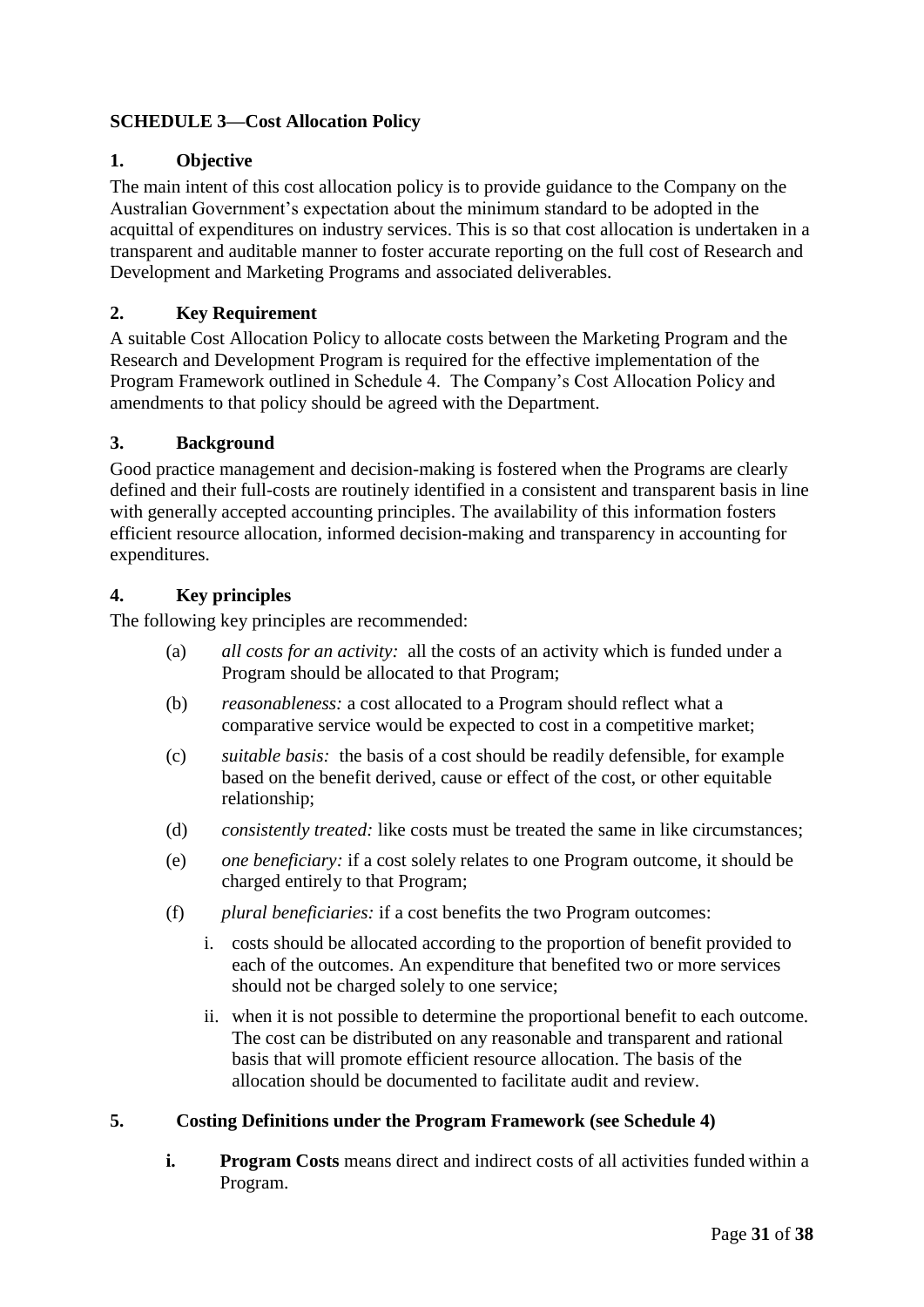## SCHEDULE 3—Cost Allocation Policy

### 1. Objective

The main intent of this cost allocation policy is to provide guidance to the Company on the Australian Government's expectation about the minimum standard to be adopted in the acquittal of expenditures on industry services. This is so that cost allocation is undertaken in a transparent and auditable manner to foster accurate reporting on the full cost of Research and Development and Marketing Programs and associated deliverables.

### 2. Key Requirement

A suitable Cost Allocation Policy to allocate costs between the Marketing Program and the Research and Development Program is required for the effective implementation of the Program Framework outlined in Schedule 4. The Company's Cost Allocation Policy and amendments to that policy should be agreed with the Department.

### 3. Background

Good practice management and decision-making is fostered when the Programs are clearly defined and their full-costs are routinely identified in a consistent and transparent basis in line with generally accepted accounting principles. The availability of this information fosters efficient resource allocation, informed decision-making and transparency in accounting for expenditures.

### 4. Key principles

The following key principles are recommended:

(a) *all costs for an activity:* all the costs of an activity which is funded under a Program should be allocated to that Program;

(b) *reasonableness:* a cost allocated to a Program should reflect what a comparative service would be expected to cost in a competitive market;

(c) *suitable basis:* the basis of a cost should be readily defensible, for example based on the benefit derived, cause or effect of the cost, or other equitable relationship;

(d) *consistently treated:* like costs must be treated the same in like circumstances;

(e) *one beneficiary:* if a cost solely relates to one Program outcome, it should be charged entirely to that Program;

(f) *plural beneficiaries:* if a cost benefits the two Program outcomes:

  i. costs should be allocated according to the proportion of benefit provided to each of the outcomes. An expenditure that benefited two or more services should not be charged solely to one service;

  ii. when it is not possible to determine the proportional benefit to each outcome. The cost can be distributed on any reasonable and transparent and rational basis that will promote efficient resource allocation. The basis of the allocation should be documented to facilitate audit and review.

### 5. Costing Definitions under the Program Framework (see Schedule 4)

**i. Program Costs** means direct and indirect costs of all activities funded within a Program.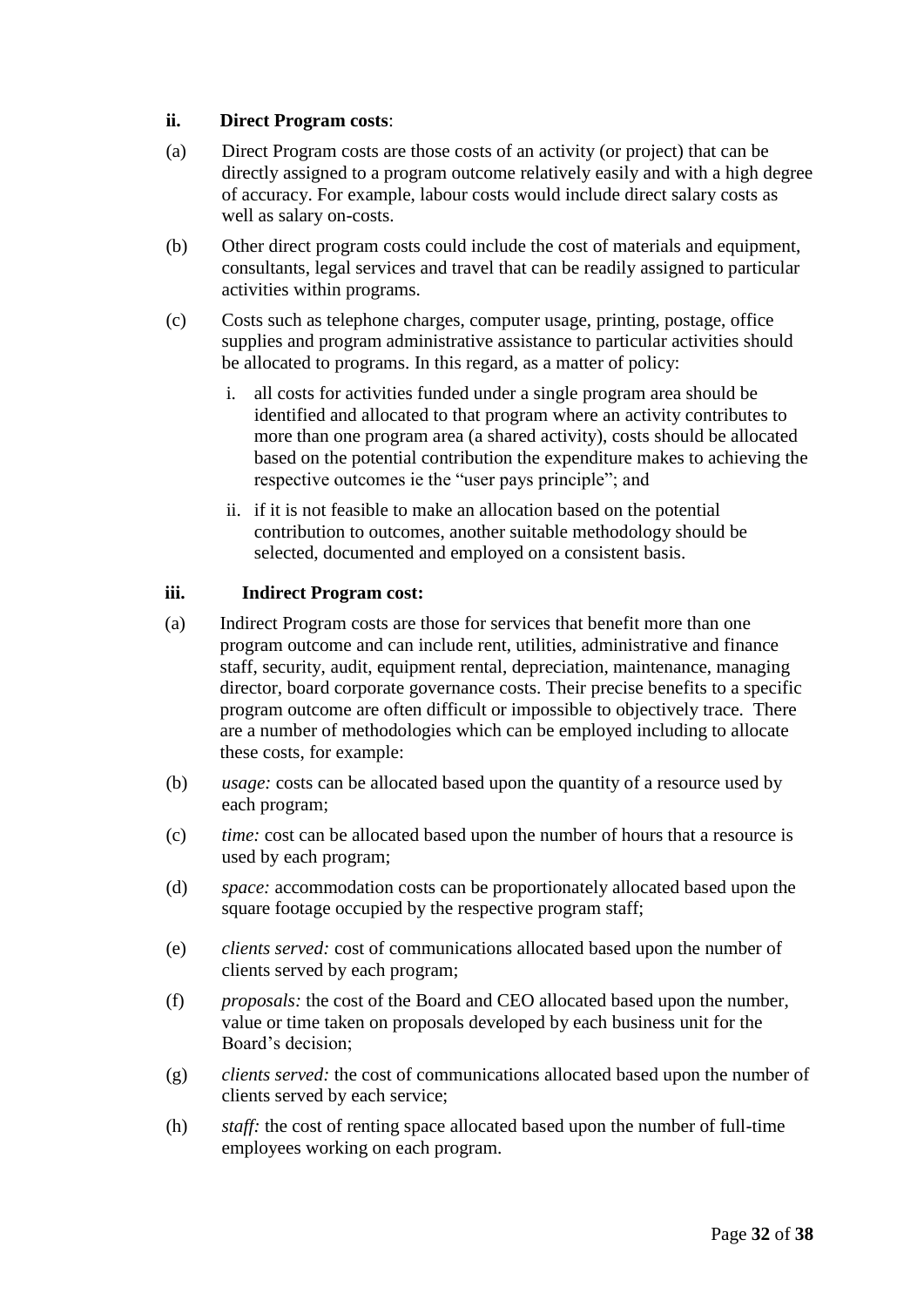**ii. Direct Program costs**:

(a) Direct Program costs are those costs of an activity (or project) that can be directly assigned to a program outcome relatively easily and with a high degree of accuracy. For example, labour costs would include direct salary costs as well as salary on-costs.

(b) Other direct program costs could include the cost of materials and equipment, consultants, legal services and travel that can be readily assigned to particular activities within programs.

(c) Costs such as telephone charges, computer usage, printing, postage, office supplies and program administrative assistance to particular activities should be allocated to programs. In this regard, as a matter of policy:

   i. all costs for activities funded under a single program area should be identified and allocated to that program where an activity contributes to more than one program area (a shared activity), costs should be allocated based on the potential contribution the expenditure makes to achieving the respective outcomes ie the "user pays principle"; and

   ii. if it is not feasible to make an allocation based on the potential contribution to outcomes, another suitable methodology should be selected, documented and employed on a consistent basis.

**iii. Indirect Program cost:**

(a) Indirect Program costs are those for services that benefit more than one program outcome and can include rent, utilities, administrative and finance staff, security, audit, equipment rental, depreciation, maintenance, managing director, board corporate governance costs. Their precise benefits to a specific program outcome are often difficult or impossible to objectively trace. There are a number of methodologies which can be employed including to allocate these costs, for example:

(b) *usage:* costs can be allocated based upon the quantity of a resource used by each program;

(c) *time:* cost can be allocated based upon the number of hours that a resource is used by each program;

(d) *space:* accommodation costs can be proportionately allocated based upon the square footage occupied by the respective program staff;

(e) *clients served:* cost of communications allocated based upon the number of clients served by each program;

(f) *proposals:* the cost of the Board and CEO allocated based upon the number, value or time taken on proposals developed by each business unit for the Board's decision;

(g) *clients served:* the cost of communications allocated based upon the number of clients served by each service;

(h) *staff:* the cost of renting space allocated based upon the number of full-time employees working on each program.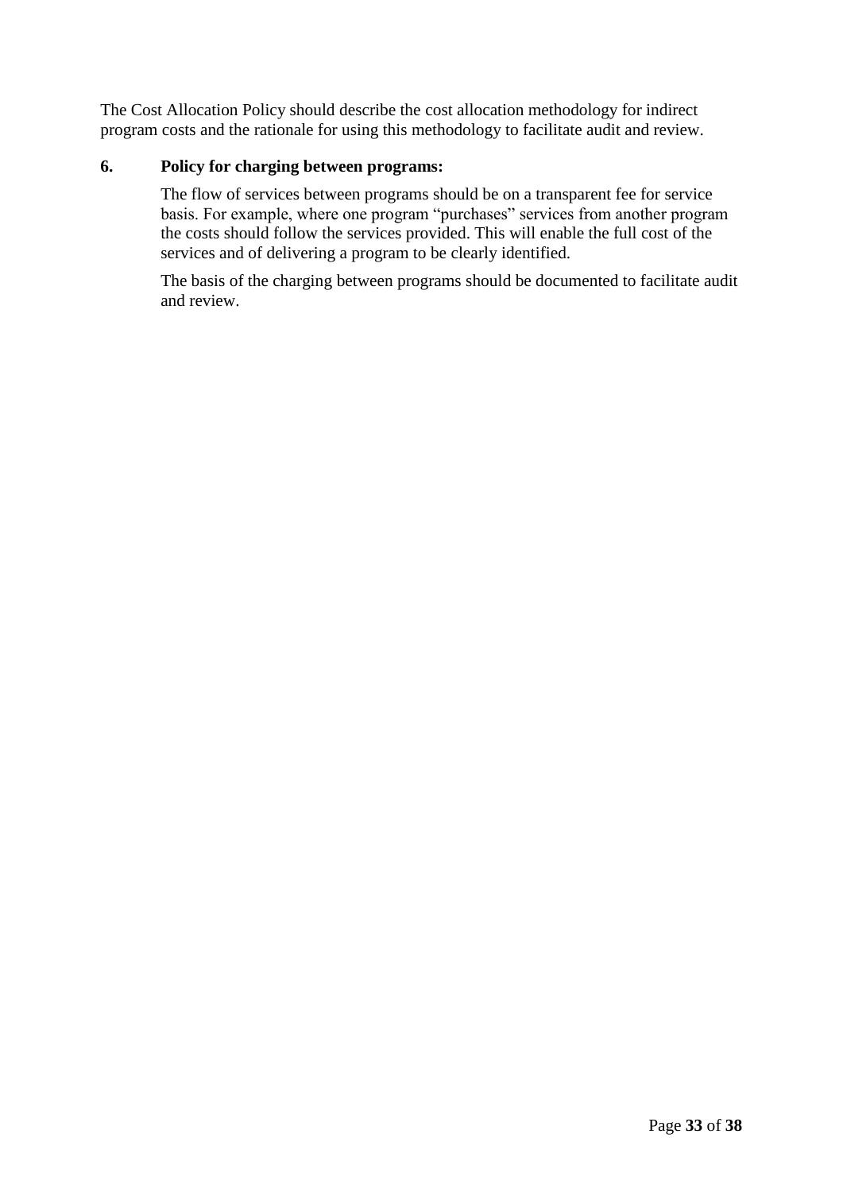The Cost Allocation Policy should describe the cost allocation methodology for indirect program costs and the rationale for using this methodology to facilitate audit and review.

### 6. Policy for charging between programs:

The flow of services between programs should be on a transparent fee for service basis. For example, where one program "purchases" services from another program the costs should follow the services provided. This will enable the full cost of the services and of delivering a program to be clearly identified.

The basis of the charging between programs should be documented to facilitate audit and review.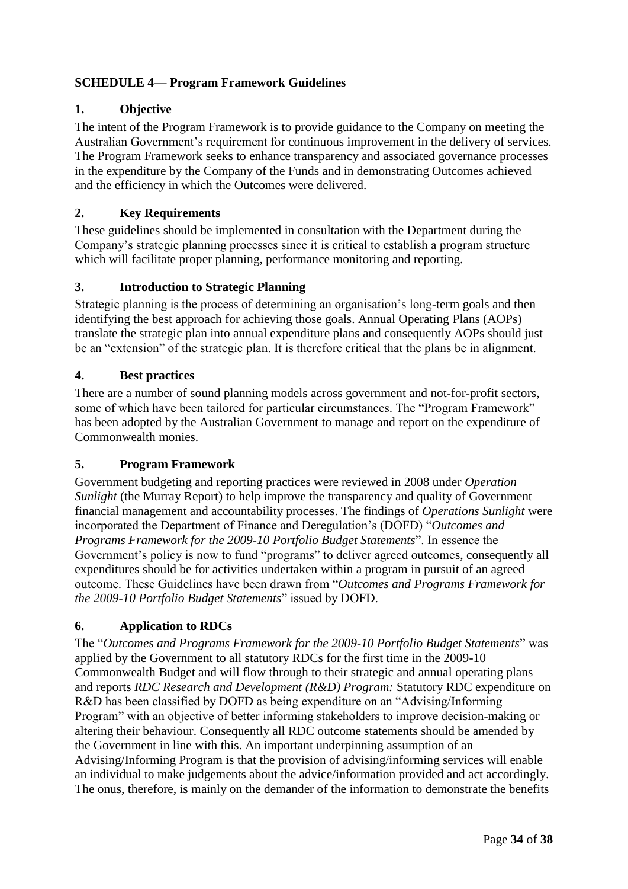## SCHEDULE 4— Program Framework Guidelines

### 1. Objective

The intent of the Program Framework is to provide guidance to the Company on meeting the Australian Government's requirement for continuous improvement in the delivery of services. The Program Framework seeks to enhance transparency and associated governance processes in the expenditure by the Company of the Funds and in demonstrating Outcomes achieved and the efficiency in which the Outcomes were delivered.

### 2. Key Requirements

These guidelines should be implemented in consultation with the Department during the Company's strategic planning processes since it is critical to establish a program structure which will facilitate proper planning, performance monitoring and reporting.

### 3. Introduction to Strategic Planning

Strategic planning is the process of determining an organisation's long-term goals and then identifying the best approach for achieving those goals. Annual Operating Plans (AOPs) translate the strategic plan into annual expenditure plans and consequently AOPs should just be an "extension" of the strategic plan. It is therefore critical that the plans be in alignment.

### 4. Best practices

There are a number of sound planning models across government and not-for-profit sectors, some of which have been tailored for particular circumstances. The "Program Framework" has been adopted by the Australian Government to manage and report on the expenditure of Commonwealth monies.

### 5. Program Framework

Government budgeting and reporting practices were reviewed in 2008 under *Operation Sunlight* (the Murray Report) to help improve the transparency and quality of Government financial management and accountability processes. The findings of *Operations Sunlight* were incorporated the Department of Finance and Deregulation's (DOFD) "*Outcomes and Programs Framework for the 2009-10 Portfolio Budget Statements*". In essence the Government's policy is now to fund "programs" to deliver agreed outcomes, consequently all expenditures should be for activities undertaken within a program in pursuit of an agreed outcome. These Guidelines have been drawn from "*Outcomes and Programs Framework for the 2009-10 Portfolio Budget Statements*" issued by DOFD.

### 6. Application to RDCs

The "*Outcomes and Programs Framework for the 2009-10 Portfolio Budget Statements*" was applied by the Government to all statutory RDCs for the first time in the 2009-10 Commonwealth Budget and will flow through to their strategic and annual operating plans and reports *RDC Research and Development (R&D) Program:* Statutory RDC expenditure on R&D has been classified by DOFD as being expenditure on an "Advising/Informing Program" with an objective of better informing stakeholders to improve decision-making or altering their behaviour. Consequently all RDC outcome statements should be amended by the Government in line with this. An important underpinning assumption of an Advising/Informing Program is that the provision of advising/informing services will enable an individual to make judgements about the advice/information provided and act accordingly. The onus, therefore, is mainly on the demander of the information to demonstrate the benefits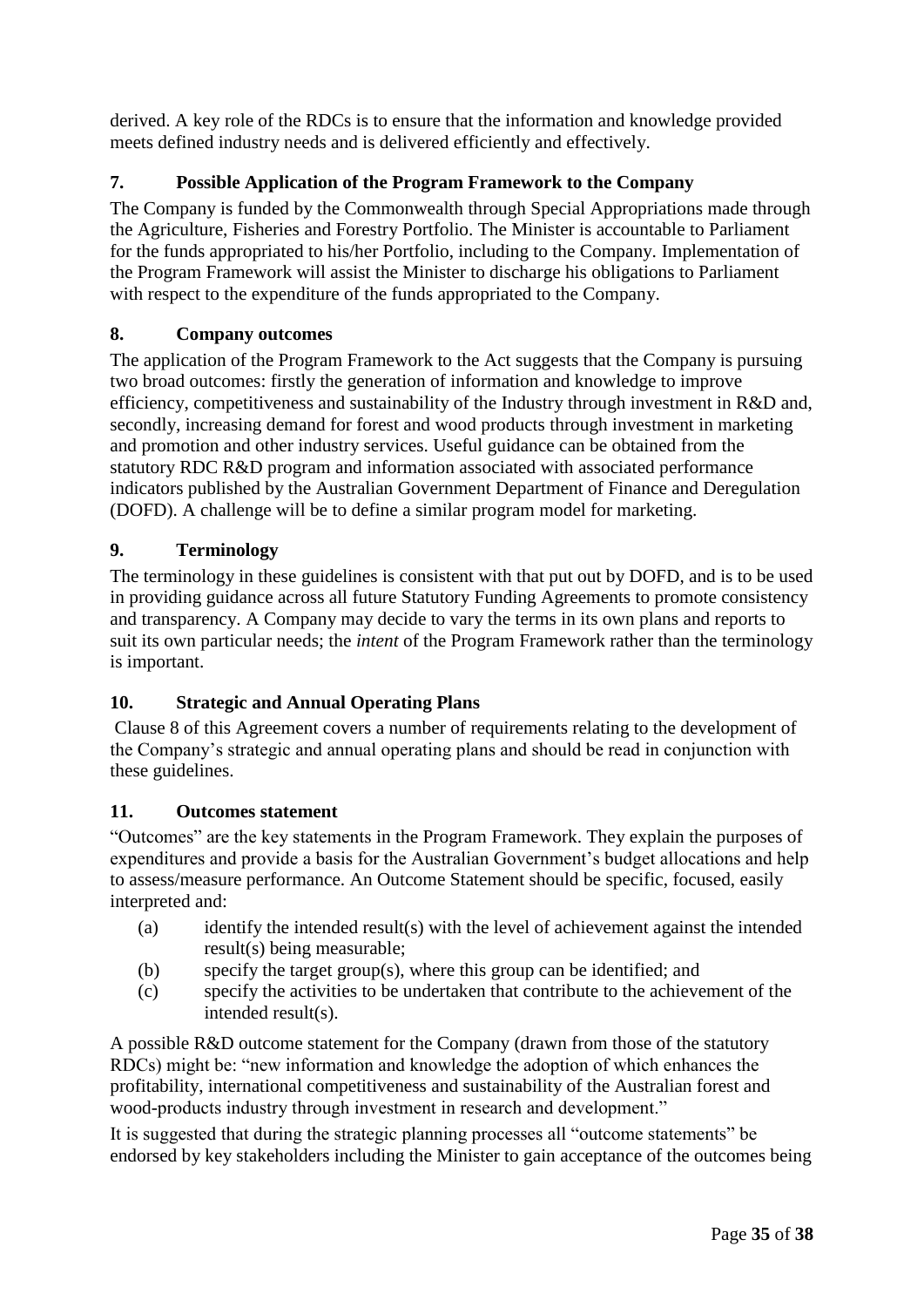derived. A key role of the RDCs is to ensure that the information and knowledge provided meets defined industry needs and is delivered efficiently and effectively.

## 7. Possible Application of the Program Framework to the Company

The Company is funded by the Commonwealth through Special Appropriations made through the Agriculture, Fisheries and Forestry Portfolio. The Minister is accountable to Parliament for the funds appropriated to his/her Portfolio, including to the Company. Implementation of the Program Framework will assist the Minister to discharge his obligations to Parliament with respect to the expenditure of the funds appropriated to the Company.

## 8. Company outcomes

The application of the Program Framework to the Act suggests that the Company is pursuing two broad outcomes: firstly the generation of information and knowledge to improve efficiency, competitiveness and sustainability of the Industry through investment in R&D and, secondly, increasing demand for forest and wood products through investment in marketing and promotion and other industry services. Useful guidance can be obtained from the statutory RDC R&D program and information associated with associated performance indicators published by the Australian Government Department of Finance and Deregulation (DOFD). A challenge will be to define a similar program model for marketing.

## 9. Terminology

The terminology in these guidelines is consistent with that put out by DOFD, and is to be used in providing guidance across all future Statutory Funding Agreements to promote consistency and transparency. A Company may decide to vary the terms in its own plans and reports to suit its own particular needs; the *intent* of the Program Framework rather than the terminology is important.

## 10. Strategic and Annual Operating Plans

Clause 8 of this Agreement covers a number of requirements relating to the development of the Company's strategic and annual operating plans and should be read in conjunction with these guidelines.

## 11. Outcomes statement

"Outcomes" are the key statements in the Program Framework. They explain the purposes of expenditures and provide a basis for the Australian Government's budget allocations and help to assess/measure performance. An Outcome Statement should be specific, focused, easily interpreted and:

- (a) identify the intended result(s) with the level of achievement against the intended result(s) being measurable;
- (b) specify the target group(s), where this group can be identified; and
- (c) specify the activities to be undertaken that contribute to the achievement of the intended result(s).

A possible R&D outcome statement for the Company (drawn from those of the statutory RDCs) might be: "new information and knowledge the adoption of which enhances the profitability, international competitiveness and sustainability of the Australian forest and wood-products industry through investment in research and development."

It is suggested that during the strategic planning processes all "outcome statements" be endorsed by key stakeholders including the Minister to gain acceptance of the outcomes being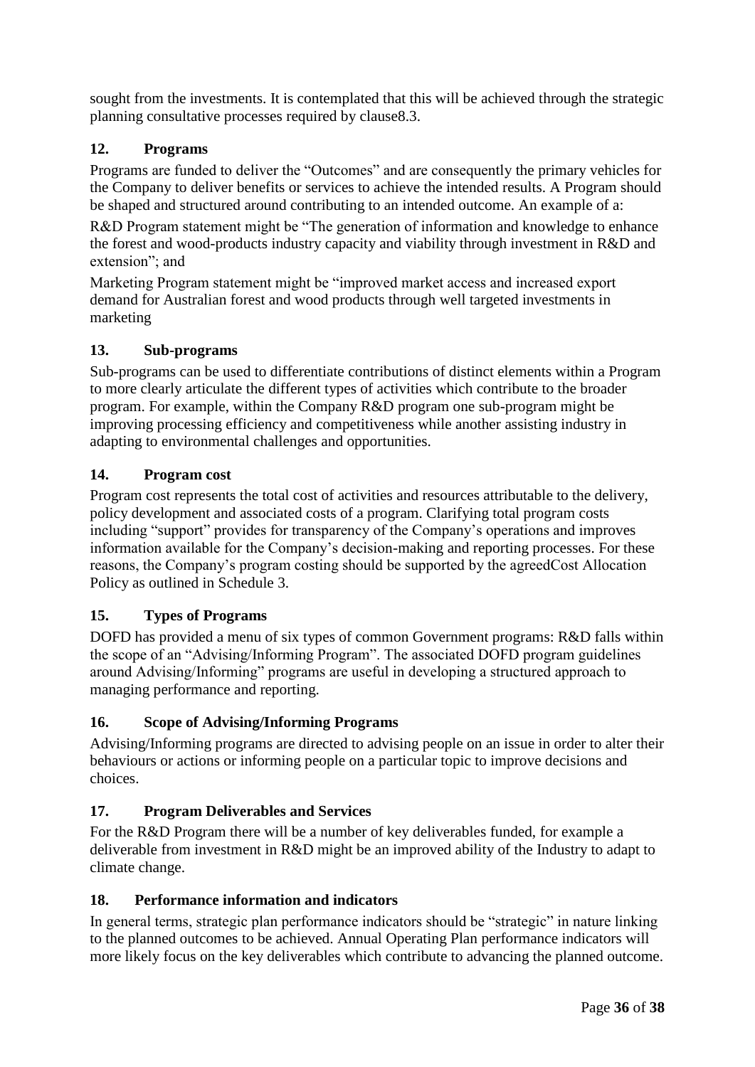sought from the investments. It is contemplated that this will be achieved through the strategic planning consultative processes required by clause8.3.

## 12. Programs

Programs are funded to deliver the "Outcomes" and are consequently the primary vehicles for the Company to deliver benefits or services to achieve the intended results. A Program should be shaped and structured around contributing to an intended outcome. An example of a:

R&D Program statement might be "The generation of information and knowledge to enhance the forest and wood-products industry capacity and viability through investment in R&D and extension"; and

Marketing Program statement might be "improved market access and increased export demand for Australian forest and wood products through well targeted investments in marketing

## 13. Sub-programs

Sub-programs can be used to differentiate contributions of distinct elements within a Program to more clearly articulate the different types of activities which contribute to the broader program. For example, within the Company R&D program one sub-program might be improving processing efficiency and competitiveness while another assisting industry in adapting to environmental challenges and opportunities.

## 14. Program cost

Program cost represents the total cost of activities and resources attributable to the delivery, policy development and associated costs of a program. Clarifying total program costs including "support" provides for transparency of the Company's operations and improves information available for the Company's decision-making and reporting processes. For these reasons, the Company's program costing should be supported by the agreedCost Allocation Policy as outlined in Schedule 3.

## 15. Types of Programs

DOFD has provided a menu of six types of common Government programs: R&D falls within the scope of an "Advising/Informing Program". The associated DOFD program guidelines around Advising/Informing" programs are useful in developing a structured approach to managing performance and reporting.

## 16. Scope of Advising/Informing Programs

Advising/Informing programs are directed to advising people on an issue in order to alter their behaviours or actions or informing people on a particular topic to improve decisions and choices.

## 17. Program Deliverables and Services

For the R&D Program there will be a number of key deliverables funded, for example a deliverable from investment in R&D might be an improved ability of the Industry to adapt to climate change.

## 18. Performance information and indicators

In general terms, strategic plan performance indicators should be "strategic" in nature linking to the planned outcomes to be achieved. Annual Operating Plan performance indicators will more likely focus on the key deliverables which contribute to advancing the planned outcome.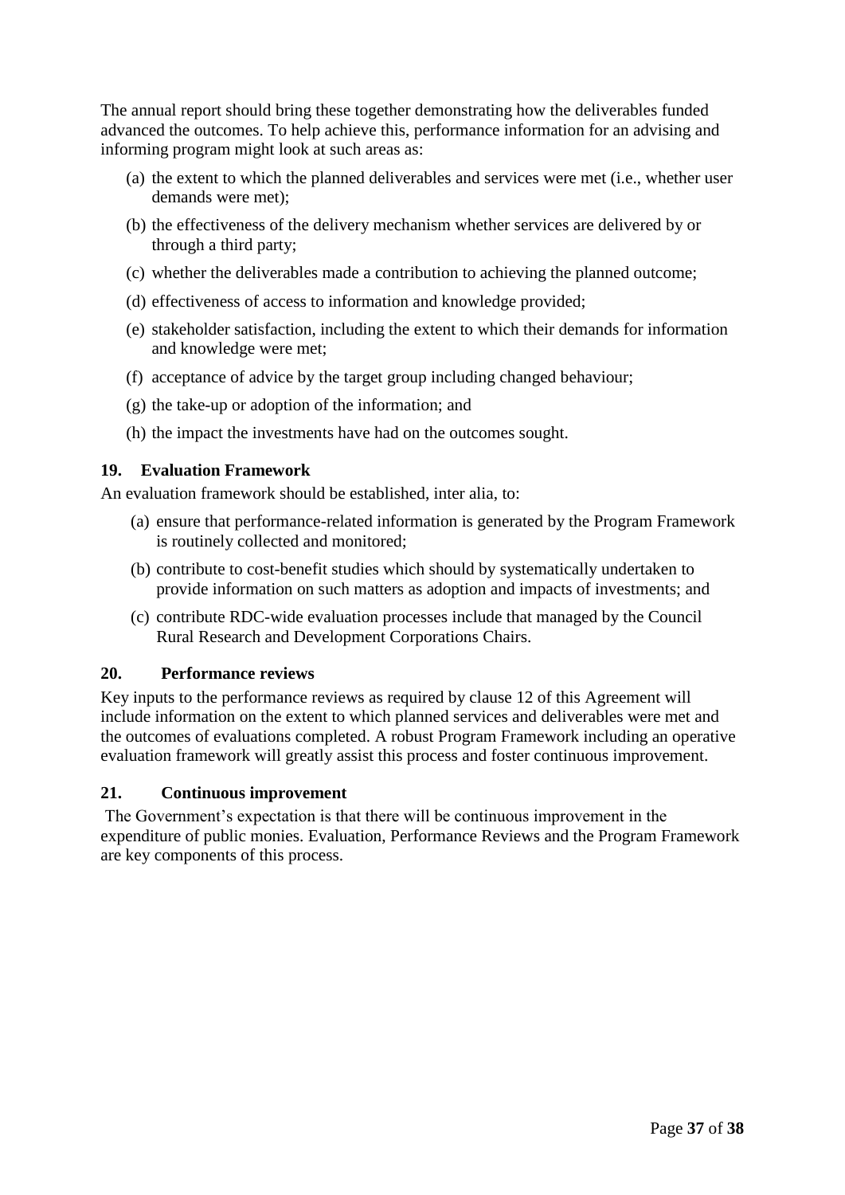The annual report should bring these together demonstrating how the deliverables funded advanced the outcomes. To help achieve this, performance information for an advising and informing program might look at such areas as:

(a) the extent to which the planned deliverables and services were met (i.e., whether user demands were met);

(b) the effectiveness of the delivery mechanism whether services are delivered by or through a third party;

(c) whether the deliverables made a contribution to achieving the planned outcome;

(d) effectiveness of access to information and knowledge provided;

(e) stakeholder satisfaction, including the extent to which their demands for information and knowledge were met;

(f) acceptance of advice by the target group including changed behaviour;

(g) the take-up or adoption of the information; and

(h) the impact the investments have had on the outcomes sought.

**19. Evaluation Framework**

An evaluation framework should be established, inter alia, to:

(a) ensure that performance-related information is generated by the Program Framework is routinely collected and monitored;

(b) contribute to cost-benefit studies which should by systematically undertaken to provide information on such matters as adoption and impacts of investments; and

(c) contribute RDC-wide evaluation processes include that managed by the Council Rural Research and Development Corporations Chairs.

**20. Performance reviews**

Key inputs to the performance reviews as required by clause 12 of this Agreement will include information on the extent to which planned services and deliverables were met and the outcomes of evaluations completed. A robust Program Framework including an operative evaluation framework will greatly assist this process and foster continuous improvement.

**21. Continuous improvement**

The Government's expectation is that there will be continuous improvement in the expenditure of public monies. Evaluation, Performance Reviews and the Program Framework are key components of this process.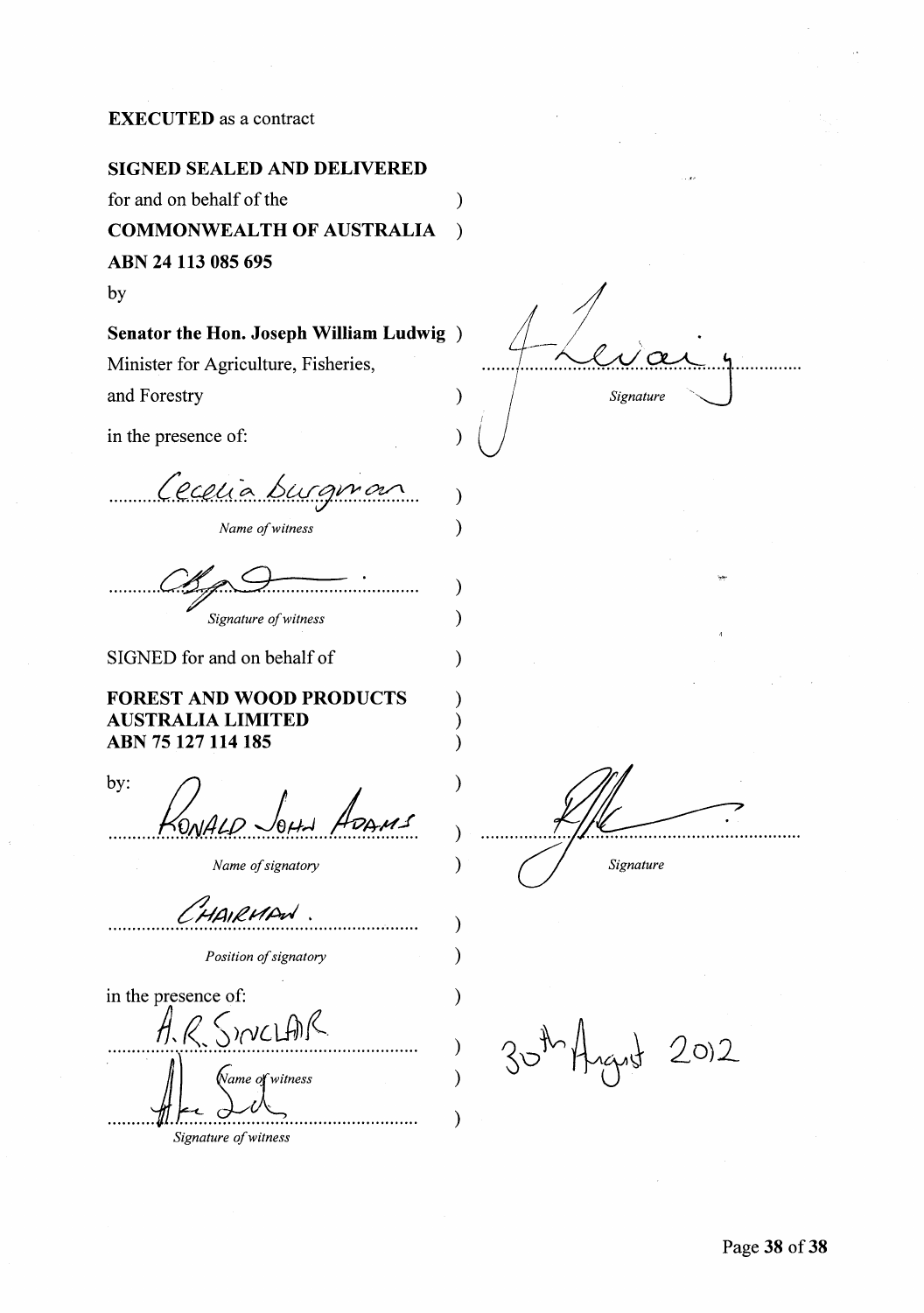**EXECUTED** as a contract

**SIGNED SEALED AND DELIVERED**
for and on behalf of the )
**COMMONWEALTH OF AUSTRALIA** )
**ABN 24 113 085 695**
by

**Senator the Hon. Joseph William Ludwig** )
Minister for Agriculture, Fisheries,
and Forestry )
in the presence of: )

Cecelia Burgman )
*Name of witness* )

........................................ )
*Signature of witness* )

........................................
*Signature*

SIGNED for and on behalf of )

**FOREST AND WOOD PRODUCTS** )
**AUSTRALIA LIMITED** )
**ABN 75 127 114 185** )

by: )
RONALD JOHN ADAMS )
*Name of signatory* )

CHAIRMAN. )
*Position of signatory* )

in the presence of: )
A. R. SINCLAIR )
*Name of witness* )
........................................ )
*Signature of witness*

........................................
*Signature*

30th August 2012